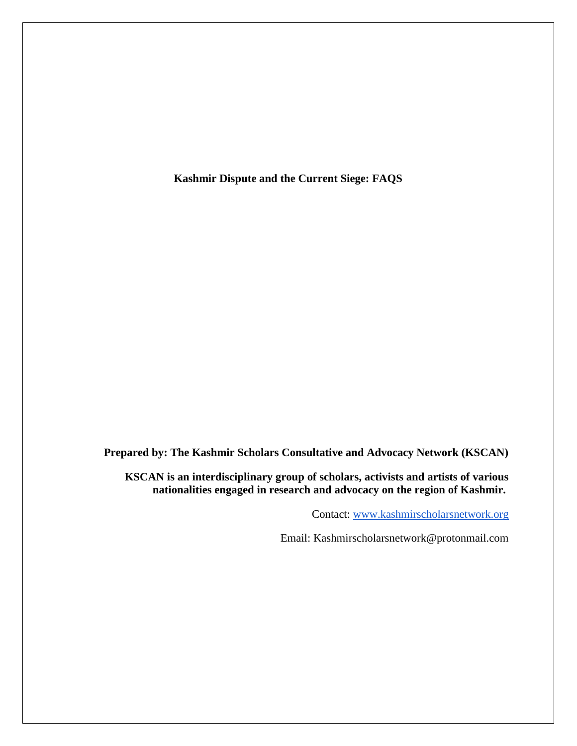# Kashmir Dispute and the Current Siege: FAQS

**Prepared by: The Kashmir Scholars Consultative and Advocacy Network (KSCAN)**

**KSCAN is an interdisciplinary group of scholars, activists and artists of various nationalities engaged in research and advocacy on the region of Kashmir.**

Contact: [www.kashmirscholarsnetwork.org](http://www.kashmirscholarsnetwork.org)

Email: Kashmirscholarsnetwork@protonmail.com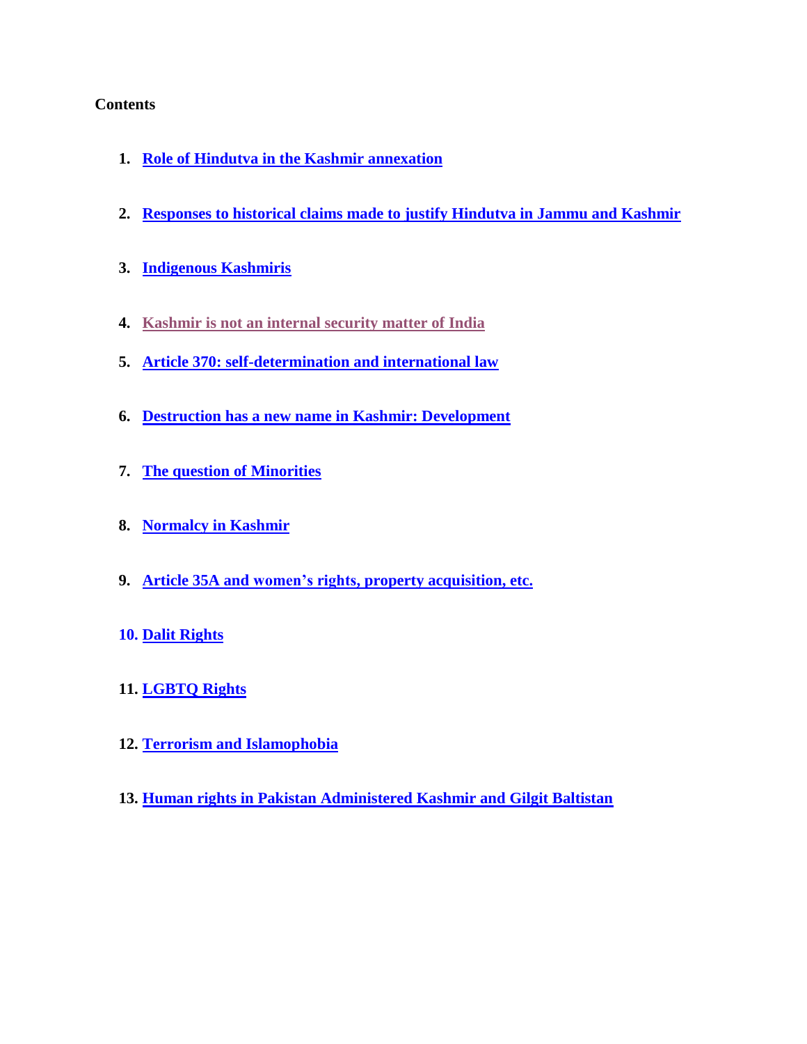**Contents**

1. Role of Hindutva in the Kashmir annexation
2. Responses to historical claims made to justify Hindutva in Jammu and Kashmir
3. Indigenous Kashmiris
4. Kashmir is not an internal security matter of India
5. Article 370: self-determination and international law
6. Destruction has a new name in Kashmir: Development
7. The question of Minorities
8. Normalcy in Kashmir
9. Article 35A and women's rights, property acquisition, etc.
10. Dalit Rights
11. LGBTQ Rights
12. Terrorism and Islamophobia
13. Human rights in Pakistan Administered Kashmir and Gilgit Baltistan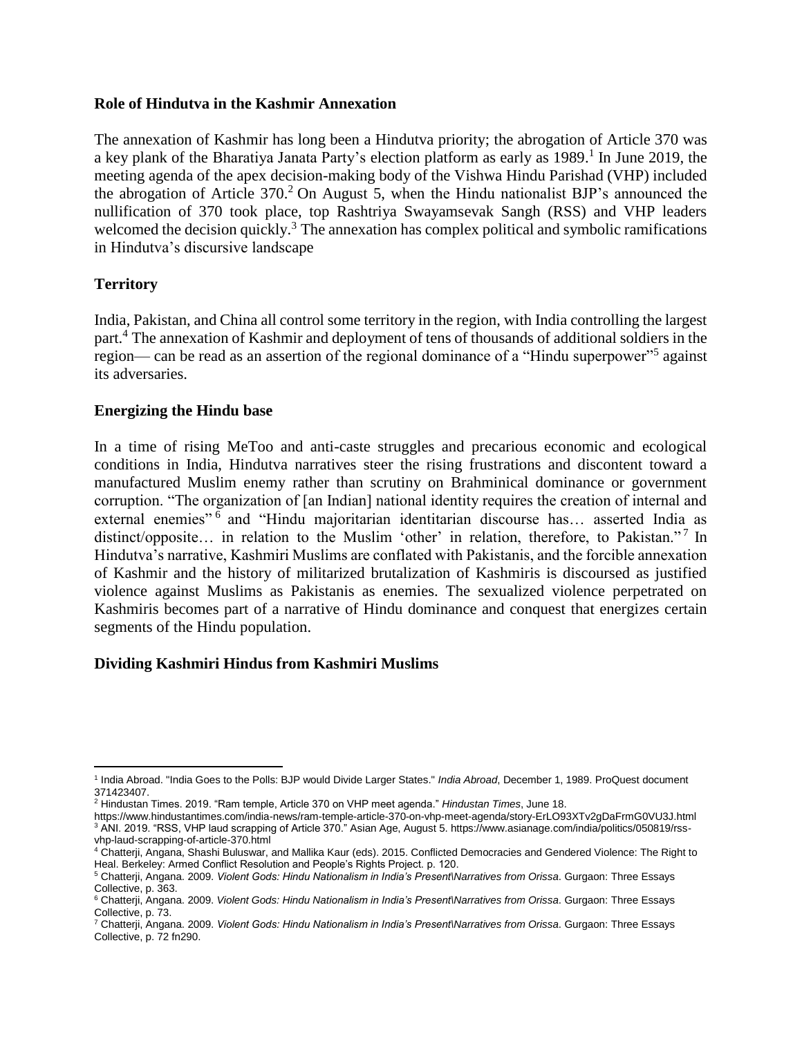### Role of Hindutva in the Kashmir Annexation

The annexation of Kashmir has long been a Hindutva priority; the abrogation of Article 370 was a key plank of the Bharatiya Janata Party's election platform as early as 1989.[1] In June 2019, the meeting agenda of the apex decision-making body of the Vishwa Hindu Parishad (VHP) included the abrogation of Article 370.[2] On August 5, when the Hindu nationalist BJP's announced the nullification of 370 took place, top Rashtriya Swayamsevak Sangh (RSS) and VHP leaders welcomed the decision quickly.[3] The annexation has complex political and symbolic ramifications in Hindutva's discursive landscape

### Territory

India, Pakistan, and China all control some territory in the region, with India controlling the largest part.[4] The annexation of Kashmir and deployment of tens of thousands of additional soldiers in the region— can be read as an assertion of the regional dominance of a "Hindu superpower"[5] against its adversaries.

### Energizing the Hindu base

In a time of rising MeToo and anti-caste struggles and precarious economic and ecological conditions in India, Hindutva narratives steer the rising frustrations and discontent toward a manufactured Muslim enemy rather than scrutiny on Brahminical dominance or government corruption. "The organization of [an Indian] national identity requires the creation of internal and external enemies"[6] and "Hindu majoritarian identitarian discourse has… asserted India as distinct/opposite… in relation to the Muslim 'other' in relation, therefore, to Pakistan."[7] In Hindutva's narrative, Kashmiri Muslims are conflated with Pakistanis, and the forcible annexation of Kashmir and the history of militarized brutalization of Kashmiris is discoursed as justified violence against Muslims as Pakistanis as enemies. The sexualized violence perpetrated on Kashmiris becomes part of a narrative of Hindu dominance and conquest that energizes certain segments of the Hindu population.

### Dividing Kashmiri Hindus from Kashmiri Muslims

---

[1] India Abroad. "India Goes to the Polls: BJP would Divide Larger States." *India Abroad*, December 1, 1989. ProQuest document 371423407.

[2] Hindustan Times. 2019. "Ram temple, Article 370 on VHP meet agenda." *Hindustan Times*, June 18. https://www.hindustantimes.com/india-news/ram-temple-article-370-on-vhp-meet-agenda/story-ErLO93XTv2gDaFrmG0VU3J.html

[3] ANI. 2019. "RSS, VHP laud scrapping of Article 370." Asian Age, August 5. https://www.asianage.com/india/politics/050819/rss-vhp-laud-scrapping-of-article-370.html

[4] Chatterji, Angana, Shashi Buluswar, and Mallika Kaur (eds). 2015. Conflicted Democracies and Gendered Violence: The Right to Heal. Berkeley: Armed Conflict Resolution and People's Rights Project. p. 120.

[5] Chatterji, Angana. 2009. *Violent Gods: Hindu Nationalism in India's Present\Narratives from Orissa*. Gurgaon: Three Essays Collective, p. 363.

[6] Chatterji, Angana. 2009. *Violent Gods: Hindu Nationalism in India's Present\Narratives from Orissa*. Gurgaon: Three Essays Collective, p. 73.

[7] Chatterji, Angana. 2009. *Violent Gods: Hindu Nationalism in India's Present\Narratives from Orissa*. Gurgaon: Three Essays Collective, p. 72 fn290.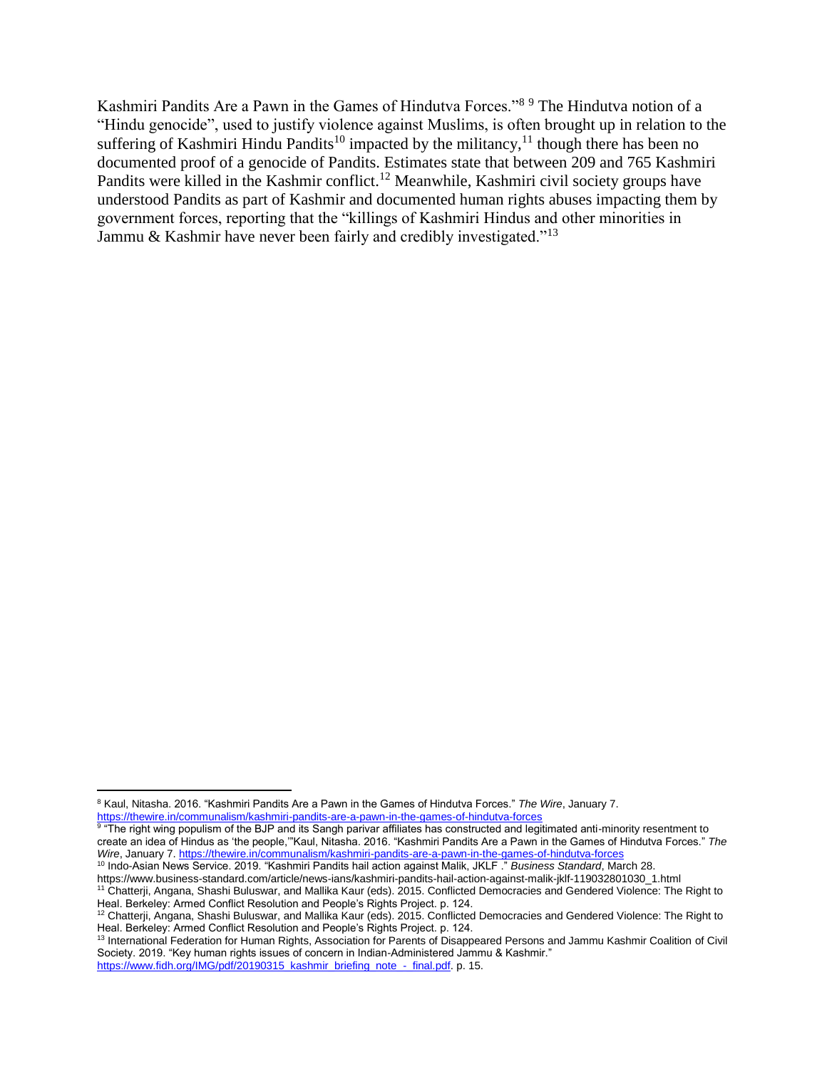Kashmiri Pandits Are a Pawn in the Games of Hindutva Forces."[8] [9] The Hindutva notion of a "Hindu genocide", used to justify violence against Muslims, is often brought up in relation to the suffering of Kashmiri Hindu Pandits[10] impacted by the militancy,[11] though there has been no documented proof of a genocide of Pandits. Estimates state that between 209 and 765 Kashmiri Pandits were killed in the Kashmir conflict.[12] Meanwhile, Kashmiri civil society groups have understood Pandits as part of Kashmir and documented human rights abuses impacting them by government forces, reporting that the "killings of Kashmiri Hindus and other minorities in Jammu & Kashmir have never been fairly and credibly investigated."[13]

---

[8] Kaul, Nitasha. 2016. "Kashmiri Pandits Are a Pawn in the Games of Hindutva Forces." *The Wire*, January 7. https://thewire.in/communalism/kashmiri-pandits-are-a-pawn-in-the-games-of-hindutva-forces

[9] "The right wing populism of the BJP and its Sangh parivar affiliates has constructed and legitimated anti-minority resentment to create an idea of Hindus as 'the people,'"Kaul, Nitasha. 2016. "Kashmiri Pandits Are a Pawn in the Games of Hindutva Forces." *The Wire*, January 7. https://thewire.in/communalism/kashmiri-pandits-are-a-pawn-in-the-games-of-hindutva-forces

[10] Indo-Asian News Service. 2019. "Kashmiri Pandits hail action against Malik, JKLF ." *Business Standard*, March 28. https://www.business-standard.com/article/news-ians/kashmiri-pandits-hail-action-against-malik-jklf-119032801030_1.html

[11] Chatterji, Angana, Shashi Buluswar, and Mallika Kaur (eds). 2015. Conflicted Democracies and Gendered Violence: The Right to Heal. Berkeley: Armed Conflict Resolution and People's Rights Project. p. 124.

[12] Chatterji, Angana, Shashi Buluswar, and Mallika Kaur (eds). 2015. Conflicted Democracies and Gendered Violence: The Right to Heal. Berkeley: Armed Conflict Resolution and People's Rights Project. p. 124.

[13] International Federation for Human Rights, Association for Parents of Disappeared Persons and Jammu Kashmir Coalition of Civil Society. 2019. "Key human rights issues of concern in Indian-Administered Jammu & Kashmir." https://www.fidh.org/IMG/pdf/20190315_kashmir_briefing_note_-_final.pdf. p. 15.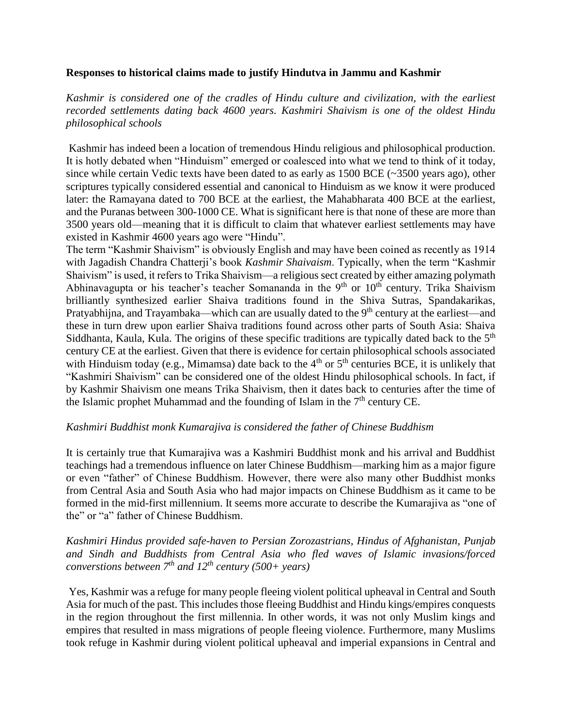**Responses to historical claims made to justify Hindutva in Jammu and Kashmir**

*Kashmir is considered one of the cradles of Hindu culture and civilization, with the earliest recorded settlements dating back 4600 years. Kashmiri Shaivism is one of the oldest Hindu philosophical schools*

Kashmir has indeed been a location of tremendous Hindu religious and philosophical production. It is hotly debated when "Hinduism" emerged or coalesced into what we tend to think of it today, since while certain Vedic texts have been dated to as early as 1500 BCE (~3500 years ago), other scriptures typically considered essential and canonical to Hinduism as we know it were produced later: the Ramayana dated to 700 BCE at the earliest, the Mahabharata 400 BCE at the earliest, and the Puranas between 300-1000 CE. What is significant here is that none of these are more than 3500 years old—meaning that it is difficult to claim that whatever earliest settlements may have existed in Kashmir 4600 years ago were "Hindu".

The term "Kashmir Shaivism" is obviously English and may have been coined as recently as 1914 with Jagadish Chandra Chatterji's book *Kashmir Shaivaism*. Typically, when the term "Kashmir Shaivism" is used, it refers to Trika Shaivism—a religious sect created by either amazing polymath Abhinavagupta or his teacher's teacher Somananda in the 9th or 10th century. Trika Shaivism brilliantly synthesized earlier Shaiva traditions found in the Shiva Sutras, Spandakarikas, Pratyabhijna, and Trayambaka—which can are usually dated to the 9th century at the earliest—and these in turn drew upon earlier Shaiva traditions found across other parts of South Asia: Shaiva Siddhanta, Kaula, Kula. The origins of these specific traditions are typically dated back to the 5th century CE at the earliest. Given that there is evidence for certain philosophical schools associated with Hinduism today (e.g., Mimamsa) date back to the 4th or 5th centuries BCE, it is unlikely that "Kashmiri Shaivism" can be considered one of the oldest Hindu philosophical schools. In fact, if by Kashmir Shaivism one means Trika Shaivism, then it dates back to centuries after the time of the Islamic prophet Muhammad and the founding of Islam in the 7th century CE.

*Kashmiri Buddhist monk Kumarajiva is considered the father of Chinese Buddhism*

It is certainly true that Kumarajiva was a Kashmiri Buddhist monk and his arrival and Buddhist teachings had a tremendous influence on later Chinese Buddhism—marking him as a major figure or even "father" of Chinese Buddhism. However, there were also many other Buddhist monks from Central Asia and South Asia who had major impacts on Chinese Buddhism as it came to be formed in the mid-first millennium. It seems more accurate to describe the Kumarajiva as "one of the" or "a" father of Chinese Buddhism.

*Kashmiri Hindus provided safe-haven to Persian Zorozastrians, Hindus of Afghanistan, Punjab and Sindh and Buddhists from Central Asia who fled waves of Islamic invasions/forced converstions between 7th and 12th century (500+ years)*

Yes, Kashmir was a refuge for many people fleeing violent political upheaval in Central and South Asia for much of the past. This includes those fleeing Buddhist and Hindu kings/empires conquests in the region throughout the first millennia. In other words, it was not only Muslim kings and empires that resulted in mass migrations of people fleeing violence. Furthermore, many Muslims took refuge in Kashmir during violent political upheaval and imperial expansions in Central and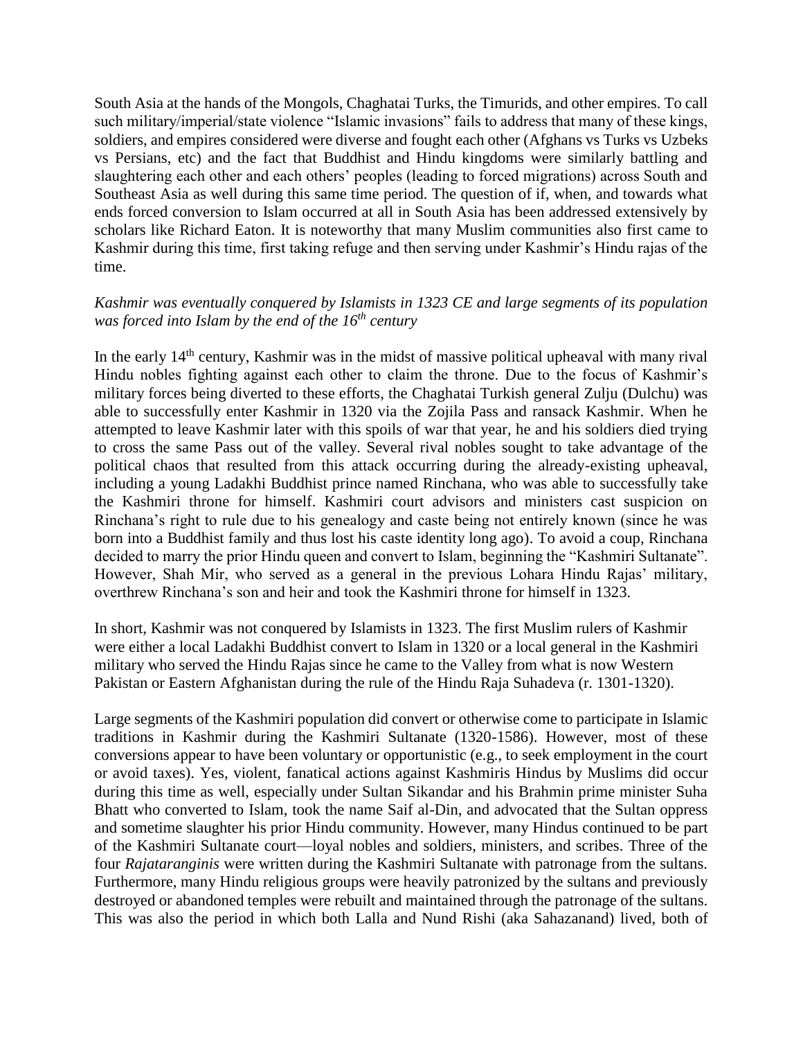South Asia at the hands of the Mongols, Chaghatai Turks, the Timurids, and other empires. To call such military/imperial/state violence "Islamic invasions" fails to address that many of these kings, soldiers, and empires considered were diverse and fought each other (Afghans vs Turks vs Uzbeks vs Persians, etc) and the fact that Buddhist and Hindu kingdoms were similarly battling and slaughtering each other and each others' peoples (leading to forced migrations) across South and Southeast Asia as well during this same time period. The question of if, when, and towards what ends forced conversion to Islam occurred at all in South Asia has been addressed extensively by scholars like Richard Eaton. It is noteworthy that many Muslim communities also first came to Kashmir during this time, first taking refuge and then serving under Kashmir's Hindu rajas of the time.

*Kashmir was eventually conquered by Islamists in 1323 CE and large segments of its population was forced into Islam by the end of the 16th century*

In the early 14th century, Kashmir was in the midst of massive political upheaval with many rival Hindu nobles fighting against each other to claim the throne. Due to the focus of Kashmir's military forces being diverted to these efforts, the Chaghatai Turkish general Zulju (Dulchu) was able to successfully enter Kashmir in 1320 via the Zojila Pass and ransack Kashmir. When he attempted to leave Kashmir later with this spoils of war that year, he and his soldiers died trying to cross the same Pass out of the valley. Several rival nobles sought to take advantage of the political chaos that resulted from this attack occurring during the already-existing upheaval, including a young Ladakhi Buddhist prince named Rinchana, who was able to successfully take the Kashmiri throne for himself. Kashmiri court advisors and ministers cast suspicion on Rinchana's right to rule due to his genealogy and caste being not entirely known (since he was born into a Buddhist family and thus lost his caste identity long ago). To avoid a coup, Rinchana decided to marry the prior Hindu queen and convert to Islam, beginning the "Kashmiri Sultanate". However, Shah Mir, who served as a general in the previous Lohara Hindu Rajas' military, overthrew Rinchana's son and heir and took the Kashmiri throne for himself in 1323.

In short, Kashmir was not conquered by Islamists in 1323. The first Muslim rulers of Kashmir were either a local Ladakhi Buddhist convert to Islam in 1320 or a local general in the Kashmiri military who served the Hindu Rajas since he came to the Valley from what is now Western Pakistan or Eastern Afghanistan during the rule of the Hindu Raja Suhadeva (r. 1301-1320).

Large segments of the Kashmiri population did convert or otherwise come to participate in Islamic traditions in Kashmir during the Kashmiri Sultanate (1320-1586). However, most of these conversions appear to have been voluntary or opportunistic (e.g., to seek employment in the court or avoid taxes). Yes, violent, fanatical actions against Kashmiris Hindus by Muslims did occur during this time as well, especially under Sultan Sikandar and his Brahmin prime minister Suha Bhatt who converted to Islam, took the name Saif al-Din, and advocated that the Sultan oppress and sometime slaughter his prior Hindu community. However, many Hindus continued to be part of the Kashmiri Sultanate court—loyal nobles and soldiers, ministers, and scribes. Three of the four *Rajataranginis* were written during the Kashmiri Sultanate with patronage from the sultans. Furthermore, many Hindu religious groups were heavily patronized by the sultans and previously destroyed or abandoned temples were rebuilt and maintained through the patronage of the sultans. This was also the period in which both Lalla and Nund Rishi (aka Sahazanand) lived, both of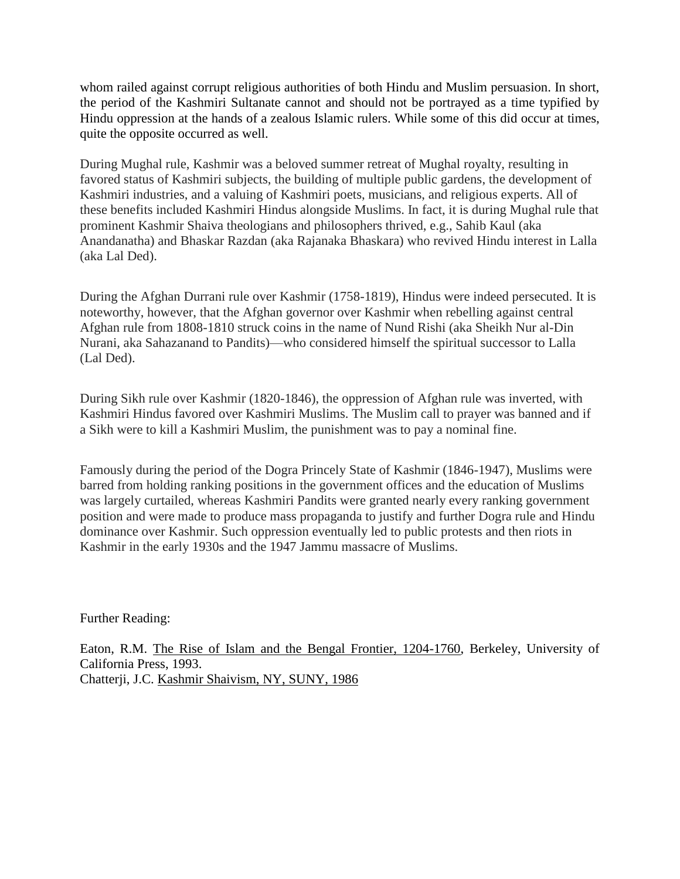whom railed against corrupt religious authorities of both Hindu and Muslim persuasion. In short, the period of the Kashmiri Sultanate cannot and should not be portrayed as a time typified by Hindu oppression at the hands of a zealous Islamic rulers. While some of this did occur at times, quite the opposite occurred as well.

During Mughal rule, Kashmir was a beloved summer retreat of Mughal royalty, resulting in favored status of Kashmiri subjects, the building of multiple public gardens, the development of Kashmiri industries, and a valuing of Kashmiri poets, musicians, and religious experts. All of these benefits included Kashmiri Hindus alongside Muslims. In fact, it is during Mughal rule that prominent Kashmir Shaiva theologians and philosophers thrived, e.g., Sahib Kaul (aka Anandanatha) and Bhaskar Razdan (aka Rajanaka Bhaskara) who revived Hindu interest in Lalla (aka Lal Ded).

During the Afghan Durrani rule over Kashmir (1758-1819), Hindus were indeed persecuted. It is noteworthy, however, that the Afghan governor over Kashmir when rebelling against central Afghan rule from 1808-1810 struck coins in the name of Nund Rishi (aka Sheikh Nur al-Din Nurani, aka Sahazanand to Pandits)—who considered himself the spiritual successor to Lalla (Lal Ded).

During Sikh rule over Kashmir (1820-1846), the oppression of Afghan rule was inverted, with Kashmiri Hindus favored over Kashmiri Muslims. The Muslim call to prayer was banned and if a Sikh were to kill a Kashmiri Muslim, the punishment was to pay a nominal fine.

Famously during the period of the Dogra Princely State of Kashmir (1846-1947), Muslims were barred from holding ranking positions in the government offices and the education of Muslims was largely curtailed, whereas Kashmiri Pandits were granted nearly every ranking government position and were made to produce mass propaganda to justify and further Dogra rule and Hindu dominance over Kashmir. Such oppression eventually led to public protests and then riots in Kashmir in the early 1930s and the 1947 Jammu massacre of Muslims.

Further Reading:

Eaton, R.M. The Rise of Islam and the Bengal Frontier, 1204-1760, Berkeley, University of California Press, 1993.
Chatterji, J.C. Kashmir Shaivism, NY, SUNY, 1986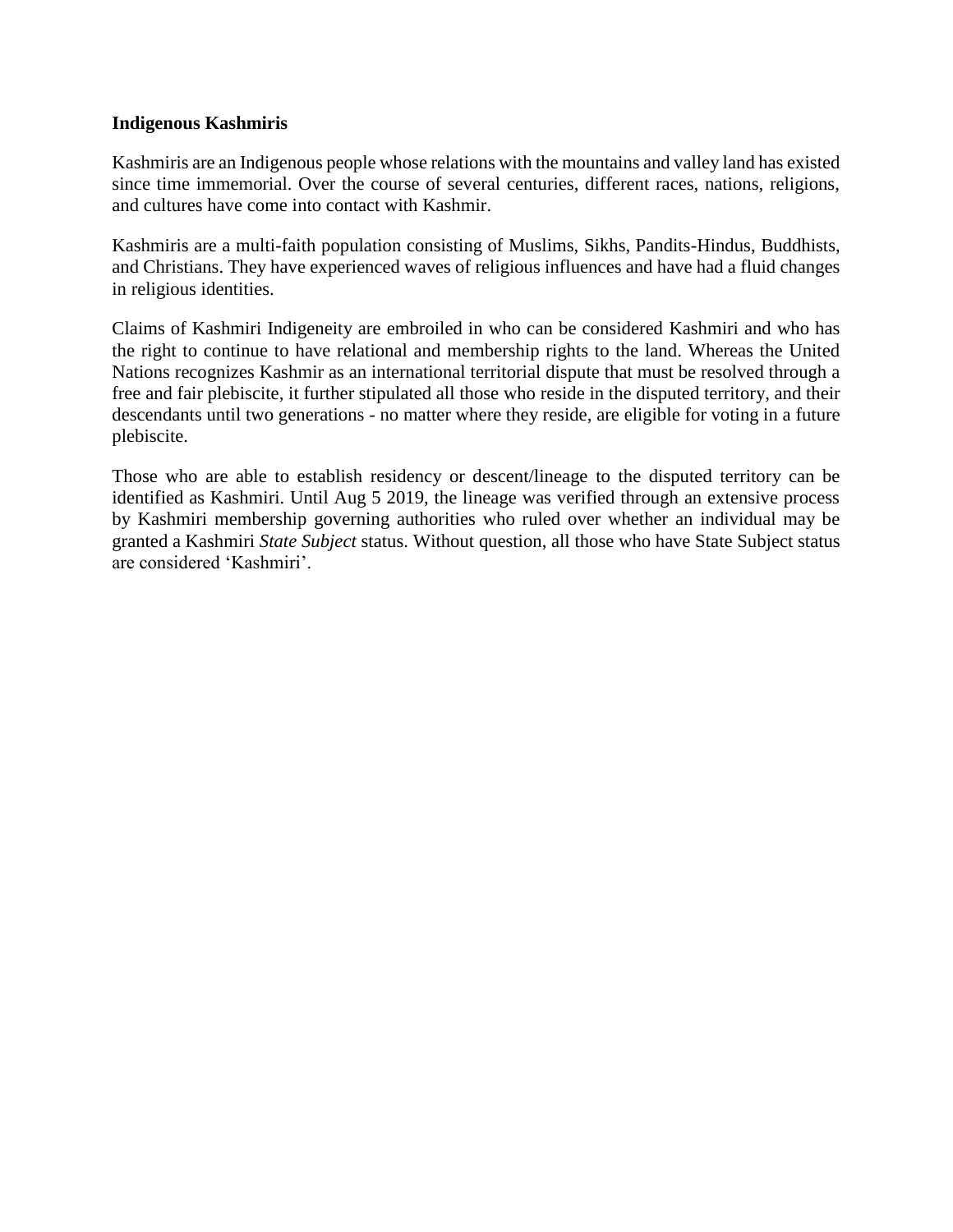**Indigenous Kashmiris**

Kashmiris are an Indigenous people whose relations with the mountains and valley land has existed since time immemorial. Over the course of several centuries, different races, nations, religions, and cultures have come into contact with Kashmir.

Kashmiris are a multi-faith population consisting of Muslims, Sikhs, Pandits-Hindus, Buddhists, and Christians. They have experienced waves of religious influences and have had a fluid changes in religious identities.

Claims of Kashmiri Indigeneity are embroiled in who can be considered Kashmiri and who has the right to continue to have relational and membership rights to the land. Whereas the United Nations recognizes Kashmir as an international territorial dispute that must be resolved through a free and fair plebiscite, it further stipulated all those who reside in the disputed territory, and their descendants until two generations - no matter where they reside, are eligible for voting in a future plebiscite.

Those who are able to establish residency or descent/lineage to the disputed territory can be identified as Kashmiri. Until Aug 5 2019, the lineage was verified through an extensive process by Kashmiri membership governing authorities who ruled over whether an individual may be granted a Kashmiri *State Subject* status. Without question, all those who have State Subject status are considered 'Kashmiri'.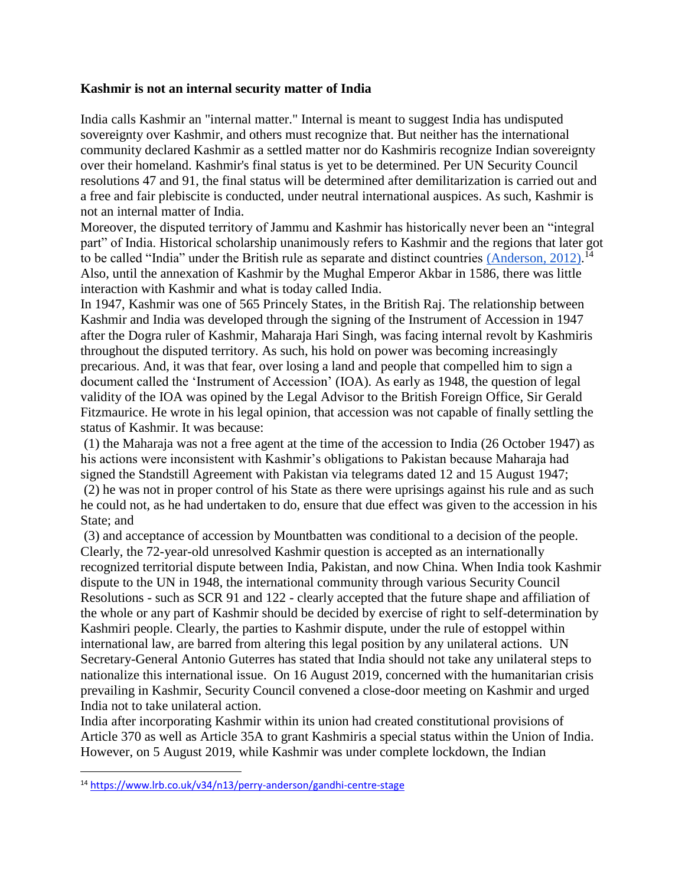**Kashmir is not an internal security matter of India**

India calls Kashmir an "internal matter." Internal is meant to suggest India has undisputed sovereignty over Kashmir, and others must recognize that. But neither has the international community declared Kashmir as a settled matter nor do Kashmiris recognize Indian sovereignty over their homeland. Kashmir's final status is yet to be determined. Per UN Security Council resolutions 47 and 91, the final status will be determined after demilitarization is carried out and a free and fair plebiscite is conducted, under neutral international auspices. As such, Kashmir is not an internal matter of India.

Moreover, the disputed territory of Jammu and Kashmir has historically never been an "integral part" of India. Historical scholarship unanimously refers to Kashmir and the regions that later got to be called "India" under the British rule as separate and distinct countries [(Anderson, 2012)](https://www.lrb.co.uk/v34/n13/perry-anderson/gandhi-centre-stage).[14] Also, until the annexation of Kashmir by the Mughal Emperor Akbar in 1586, there was little interaction with Kashmir and what is today called India.

In 1947, Kashmir was one of 565 Princely States, in the British Raj. The relationship between Kashmir and India was developed through the signing of the Instrument of Accession in 1947 after the Dogra ruler of Kashmir, Maharaja Hari Singh, was facing internal revolt by Kashmiris throughout the disputed territory. As such, his hold on power was becoming increasingly precarious. And, it was that fear, over losing a land and people that compelled him to sign a document called the 'Instrument of Accession' (IOA). As early as 1948, the question of legal validity of the IOA was opined by the Legal Advisor to the British Foreign Office, Sir Gerald Fitzmaurice. He wrote in his legal opinion, that accession was not capable of finally settling the status of Kashmir. It was because:

(1) the Maharaja was not a free agent at the time of the accession to India (26 October 1947) as his actions were inconsistent with Kashmir's obligations to Pakistan because Maharaja had signed the Standstill Agreement with Pakistan via telegrams dated 12 and 15 August 1947;

(2) he was not in proper control of his State as there were uprisings against his rule and as such he could not, as he had undertaken to do, ensure that due effect was given to the accession in his State; and

(3) and acceptance of accession by Mountbatten was conditional to a decision of the people.

Clearly, the 72-year-old unresolved Kashmir question is accepted as an internationally recognized territorial dispute between India, Pakistan, and now China. When India took Kashmir dispute to the UN in 1948, the international community through various Security Council Resolutions - such as SCR 91 and 122 - clearly accepted that the future shape and affiliation of the whole or any part of Kashmir should be decided by exercise of right to self-determination by Kashmiri people. Clearly, the parties to Kashmir dispute, under the rule of estoppel within international law, are barred from altering this legal position by any unilateral actions. UN Secretary-General Antonio Guterres has stated that India should not take any unilateral steps to nationalize this international issue. On 16 August 2019, concerned with the humanitarian crisis prevailing in Kashmir, Security Council convened a close-door meeting on Kashmir and urged India not to take unilateral action.

India after incorporating Kashmir within its union had created constitutional provisions of Article 370 as well as Article 35A to grant Kashmiris a special status within the Union of India. However, on 5 August 2019, while Kashmir was under complete lockdown, the Indian

---

[14] https://www.lrb.co.uk/v34/n13/perry-anderson/gandhi-centre-stage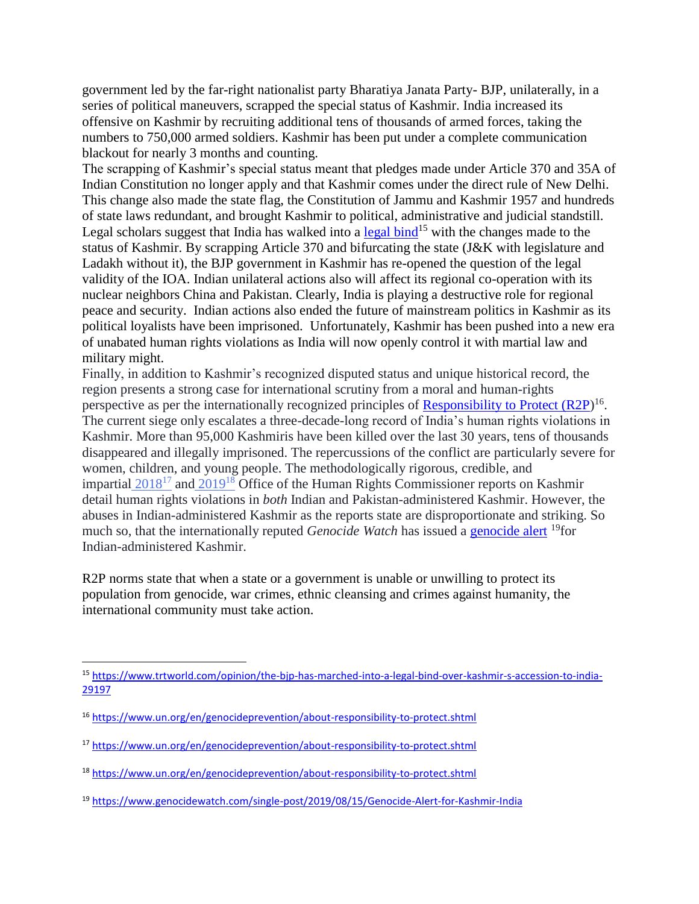government led by the far-right nationalist party Bharatiya Janata Party- BJP, unilaterally, in a series of political maneuvers, scrapped the special status of Kashmir. India increased its offensive on Kashmir by recruiting additional tens of thousands of armed forces, taking the numbers to 750,000 armed soldiers. Kashmir has been put under a complete communication blackout for nearly 3 months and counting.

The scrapping of Kashmir's special status meant that pledges made under Article 370 and 35A of Indian Constitution no longer apply and that Kashmir comes under the direct rule of New Delhi. This change also made the state flag, the Constitution of Jammu and Kashmir 1957 and hundreds of state laws redundant, and brought Kashmir to political, administrative and judicial standstill. Legal scholars suggest that India has walked into a legal bind[15] with the changes made to the status of Kashmir. By scrapping Article 370 and bifurcating the state (J&K with legislature and Ladakh without it), the BJP government in Kashmir has re-opened the question of the legal validity of the IOA. Indian unilateral actions also will affect its regional co-operation with its nuclear neighbors China and Pakistan. Clearly, India is playing a destructive role for regional peace and security. Indian actions also ended the future of mainstream politics in Kashmir as its political loyalists have been imprisoned. Unfortunately, Kashmir has been pushed into a new era of unabated human rights violations as India will now openly control it with martial law and military might.

Finally, in addition to Kashmir's recognized disputed status and unique historical record, the region presents a strong case for international scrutiny from a moral and human-rights perspective as per the internationally recognized principles of Responsibility to Protect (R2P)[16]. The current siege only escalates a three-decade-long record of India's human rights violations in Kashmir. More than 95,000 Kashmiris have been killed over the last 30 years, tens of thousands disappeared and illegally imprisoned. The repercussions of the conflict are particularly severe for women, children, and young people. The methodologically rigorous, credible, and impartial 2018[17] and 2019[18] Office of the Human Rights Commissioner reports on Kashmir detail human rights violations in *both* Indian and Pakistan-administered Kashmir. However, the abuses in Indian-administered Kashmir as the reports state are disproportionate and striking. So much so, that the internationally reputed *Genocide Watch* has issued a genocide alert [19]for Indian-administered Kashmir.

R2P norms state that when a state or a government is unable or unwilling to protect its population from genocide, war crimes, ethnic cleansing and crimes against humanity, the international community must take action.

---

[15] https://www.trtworld.com/opinion/the-bjp-has-marched-into-a-legal-bind-over-kashmir-s-accession-to-india-29197

[16] https://www.un.org/en/genocideprevention/about-responsibility-to-protect.shtml

[17] https://www.un.org/en/genocideprevention/about-responsibility-to-protect.shtml

[18] https://www.un.org/en/genocideprevention/about-responsibility-to-protect.shtml

[19] https://www.genocidewatch.com/single-post/2019/08/15/Genocide-Alert-for-Kashmir-India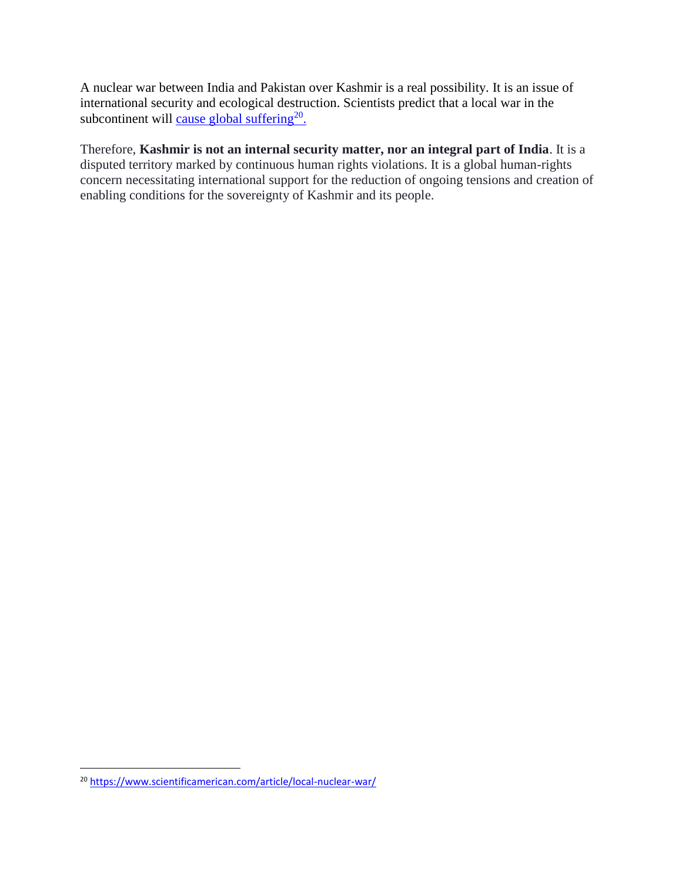A nuclear war between India and Pakistan over Kashmir is a real possibility. It is an issue of international security and ecological destruction. Scientists predict that a local war in the subcontinent will [cause global suffering](https://www.scientificamerican.com/article/local-nuclear-war/)[20].

Therefore, **Kashmir is not an internal security matter, nor an integral part of India**. It is a disputed territory marked by continuous human rights violations. It is a global human-rights concern necessitating international support for the reduction of ongoing tensions and creation of enabling conditions for the sovereignty of Kashmir and its people.

---

[20] https://www.scientificamerican.com/article/local-nuclear-war/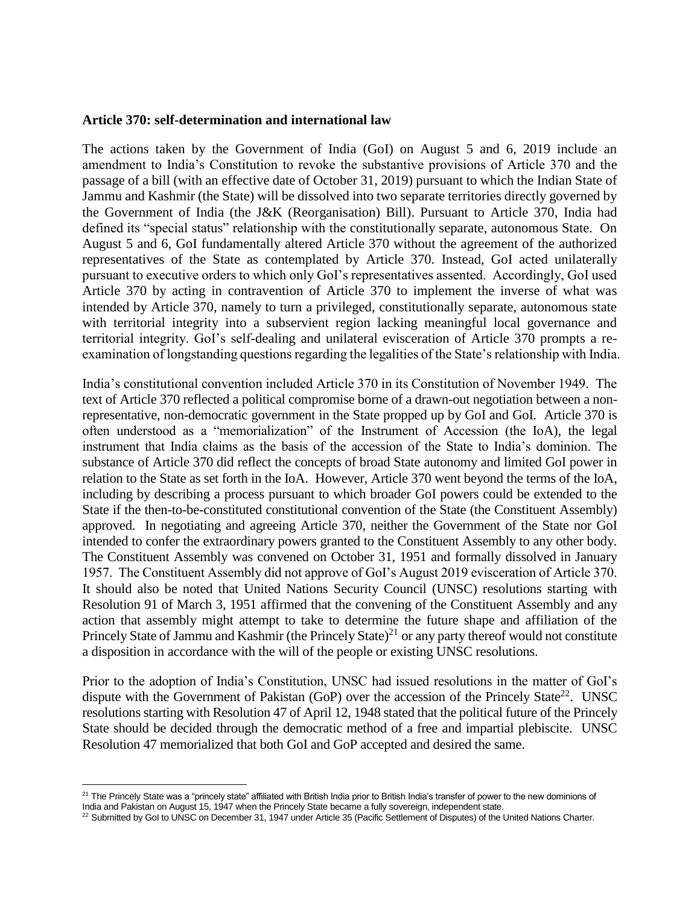**Article 370: self-determination and international law**

The actions taken by the Government of India (GoI) on August 5 and 6, 2019 include an amendment to India's Constitution to revoke the substantive provisions of Article 370 and the passage of a bill (with an effective date of October 31, 2019) pursuant to which the Indian State of Jammu and Kashmir (the State) will be dissolved into two separate territories directly governed by the Government of India (the J&K (Reorganisation) Bill). Pursuant to Article 370, India had defined its "special status" relationship with the constitutionally separate, autonomous State. On August 5 and 6, GoI fundamentally altered Article 370 without the agreement of the authorized representatives of the State as contemplated by Article 370. Instead, GoI acted unilaterally pursuant to executive orders to which only GoI's representatives assented. Accordingly, GoI used Article 370 by acting in contravention of Article 370 to implement the inverse of what was intended by Article 370, namely to turn a privileged, constitutionally separate, autonomous state with territorial integrity into a subservient region lacking meaningful local governance and territorial integrity. GoI's self-dealing and unilateral evisceration of Article 370 prompts a re-examination of longstanding questions regarding the legalities of the State's relationship with India.

India's constitutional convention included Article 370 in its Constitution of November 1949. The text of Article 370 reflected a political compromise borne of a drawn-out negotiation between a non-representative, non-democratic government in the State propped up by GoI and GoI. Article 370 is often understood as a "memorialization" of the Instrument of Accession (the IoA), the legal instrument that India claims as the basis of the accession of the State to India's dominion. The substance of Article 370 did reflect the concepts of broad State autonomy and limited GoI power in relation to the State as set forth in the IoA. However, Article 370 went beyond the terms of the IoA, including by describing a process pursuant to which broader GoI powers could be extended to the State if the then-to-be-constituted constitutional convention of the State (the Constituent Assembly) approved. In negotiating and agreeing Article 370, neither the Government of the State nor GoI intended to confer the extraordinary powers granted to the Constituent Assembly to any other body. The Constituent Assembly was convened on October 31, 1951 and formally dissolved in January 1957. The Constituent Assembly did not approve of GoI's August 2019 evisceration of Article 370. It should also be noted that United Nations Security Council (UNSC) resolutions starting with Resolution 91 of March 3, 1951 affirmed that the convening of the Constituent Assembly and any action that assembly might attempt to take to determine the future shape and affiliation of the Princely State of Jammu and Kashmir (the Princely State)[21] or any party thereof would not constitute a disposition in accordance with the will of the people or existing UNSC resolutions.

Prior to the adoption of India's Constitution, UNSC had issued resolutions in the matter of GoI's dispute with the Government of Pakistan (GoP) over the accession of the Princely State[22]. UNSC resolutions starting with Resolution 47 of April 12, 1948 stated that the political future of the Princely State should be decided through the democratic method of a free and impartial plebiscite. UNSC Resolution 47 memorialized that both GoI and GoP accepted and desired the same.

---

[21] The Princely State was a "princely state" affiliated with British India prior to British India's transfer of power to the new dominions of India and Pakistan on August 15, 1947 when the Princely State became a fully sovereign, independent state.

[22] Submitted by GoI to UNSC on December 31, 1947 under Article 35 (Pacific Settlement of Disputes) of the United Nations Charter.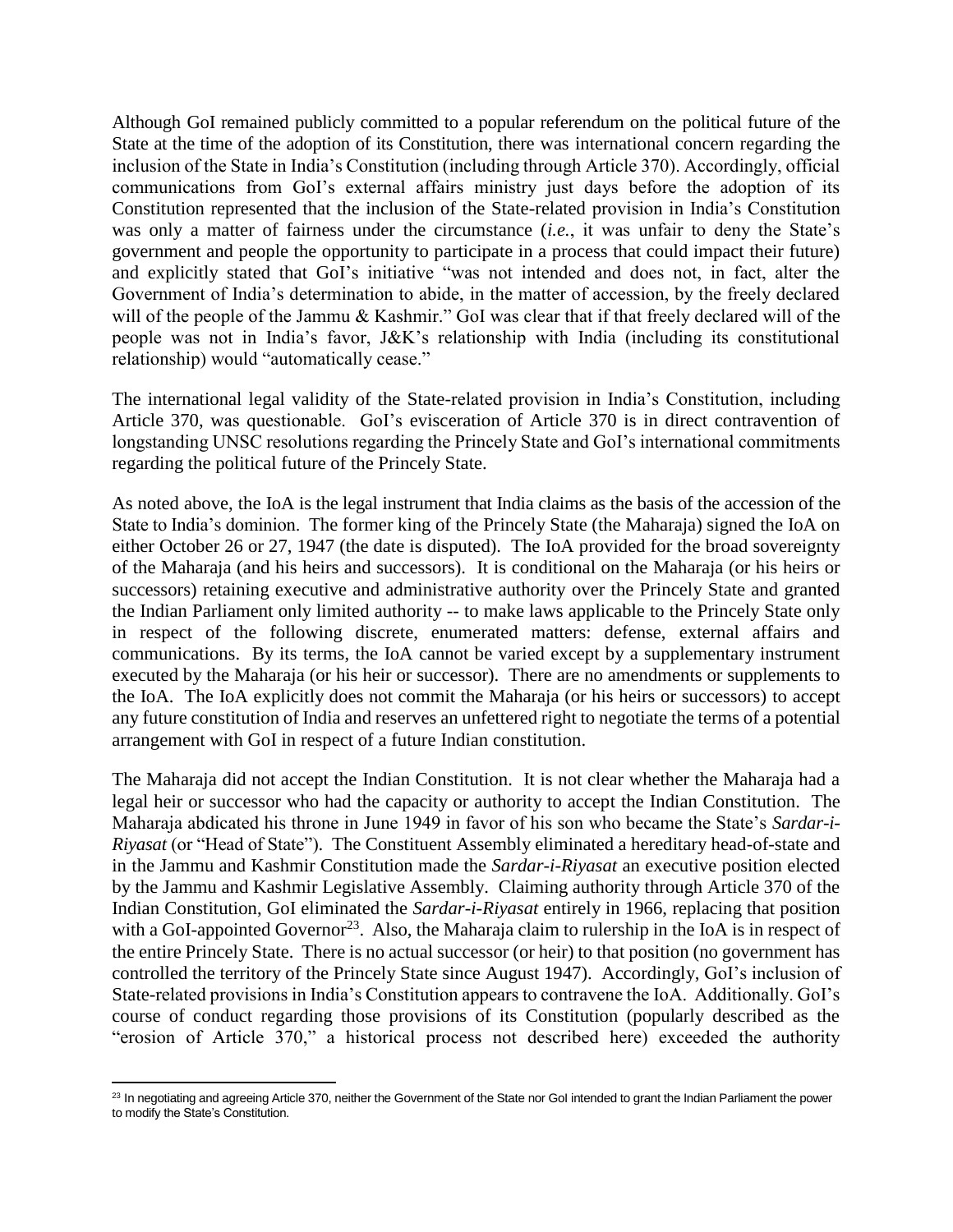Although GoI remained publicly committed to a popular referendum on the political future of the State at the time of the adoption of its Constitution, there was international concern regarding the inclusion of the State in India's Constitution (including through Article 370). Accordingly, official communications from GoI's external affairs ministry just days before the adoption of its Constitution represented that the inclusion of the State-related provision in India's Constitution was only a matter of fairness under the circumstance (*i.e.*, it was unfair to deny the State's government and people the opportunity to participate in a process that could impact their future) and explicitly stated that GoI's initiative "was not intended and does not, in fact, alter the Government of India's determination to abide, in the matter of accession, by the freely declared will of the people of the Jammu & Kashmir." GoI was clear that if that freely declared will of the people was not in India's favor, J&K's relationship with India (including its constitutional relationship) would "automatically cease."

The international legal validity of the State-related provision in India's Constitution, including Article 370, was questionable. GoI's evisceration of Article 370 is in direct contravention of longstanding UNSC resolutions regarding the Princely State and GoI's international commitments regarding the political future of the Princely State.

As noted above, the IoA is the legal instrument that India claims as the basis of the accession of the State to India's dominion. The former king of the Princely State (the Maharaja) signed the IoA on either October 26 or 27, 1947 (the date is disputed). The IoA provided for the broad sovereignty of the Maharaja (and his heirs and successors). It is conditional on the Maharaja (or his heirs or successors) retaining executive and administrative authority over the Princely State and granted the Indian Parliament only limited authority -- to make laws applicable to the Princely State only in respect of the following discrete, enumerated matters: defense, external affairs and communications. By its terms, the IoA cannot be varied except by a supplementary instrument executed by the Maharaja (or his heir or successor). There are no amendments or supplements to the IoA. The IoA explicitly does not commit the Maharaja (or his heirs or successors) to accept any future constitution of India and reserves an unfettered right to negotiate the terms of a potential arrangement with GoI in respect of a future Indian constitution.

The Maharaja did not accept the Indian Constitution. It is not clear whether the Maharaja had a legal heir or successor who had the capacity or authority to accept the Indian Constitution. The Maharaja abdicated his throne in June 1949 in favor of his son who became the State's *Sardar-i-Riyasat* (or "Head of State"). The Constituent Assembly eliminated a hereditary head-of-state and in the Jammu and Kashmir Constitution made the *Sardar-i-Riyasat* an executive position elected by the Jammu and Kashmir Legislative Assembly. Claiming authority through Article 370 of the Indian Constitution, GoI eliminated the *Sardar-i-Riyasat* entirely in 1966, replacing that position with a GoI-appointed Governor[23]. Also, the Maharaja claim to rulership in the IoA is in respect of the entire Princely State. There is no actual successor (or heir) to that position (no government has controlled the territory of the Princely State since August 1947). Accordingly, GoI's inclusion of State-related provisions in India's Constitution appears to contravene the IoA. Additionally. GoI's course of conduct regarding those provisions of its Constitution (popularly described as the "erosion of Article 370," a historical process not described here) exceeded the authority

[23] In negotiating and agreeing Article 370, neither the Government of the State nor GoI intended to grant the Indian Parliament the power to modify the State's Constitution.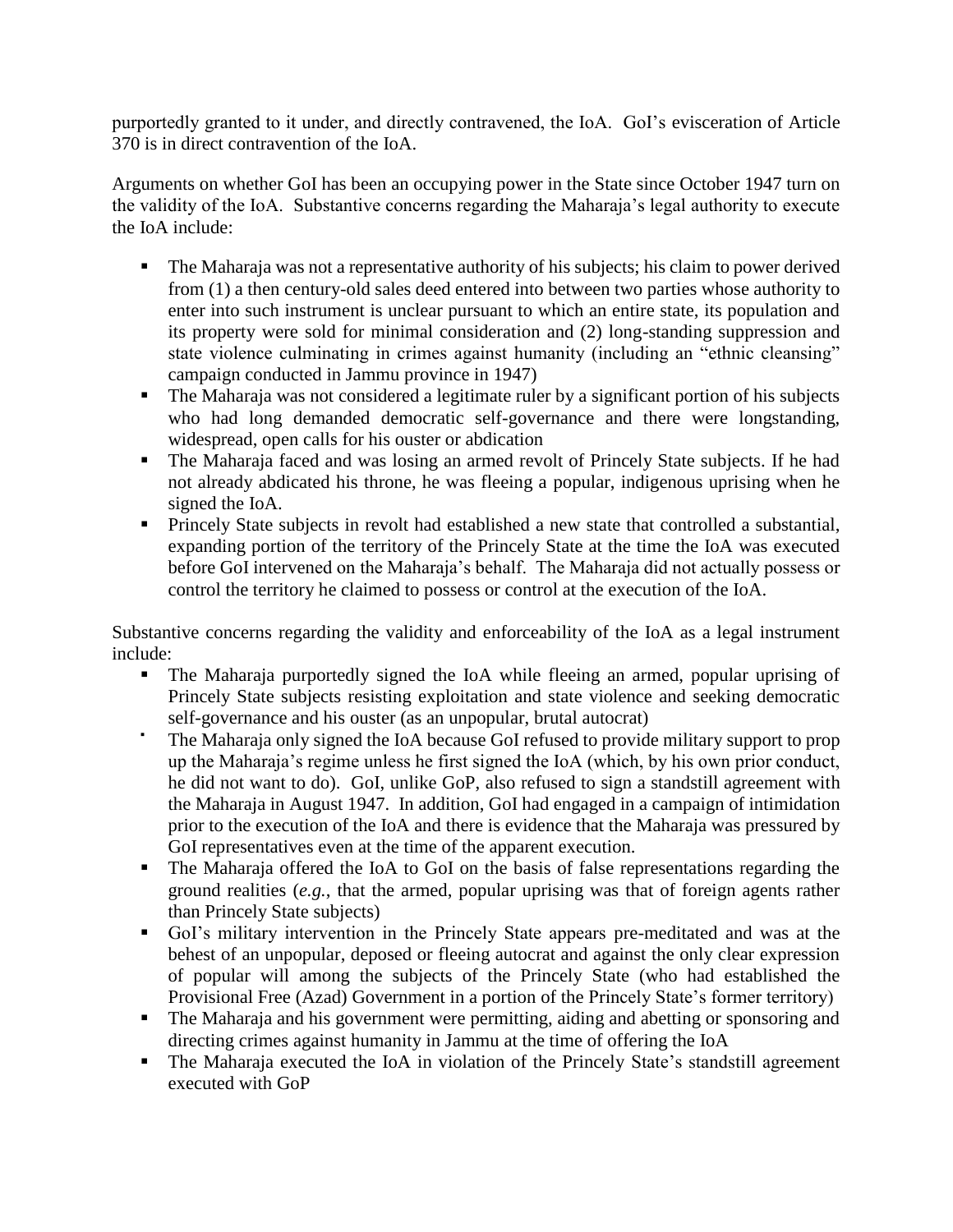purportedly granted to it under, and directly contravened, the IoA. GoI's evisceration of Article 370 is in direct contravention of the IoA.

Arguments on whether GoI has been an occupying power in the State since October 1947 turn on the validity of the IoA. Substantive concerns regarding the Maharaja's legal authority to execute the IoA include:

- The Maharaja was not a representative authority of his subjects; his claim to power derived from (1) a then century-old sales deed entered into between two parties whose authority to enter into such instrument is unclear pursuant to which an entire state, its population and its property were sold for minimal consideration and (2) long-standing suppression and state violence culminating in crimes against humanity (including an "ethnic cleansing" campaign conducted in Jammu province in 1947)
- The Maharaja was not considered a legitimate ruler by a significant portion of his subjects who had long demanded democratic self-governance and there were longstanding, widespread, open calls for his ouster or abdication
- The Maharaja faced and was losing an armed revolt of Princely State subjects. If he had not already abdicated his throne, he was fleeing a popular, indigenous uprising when he signed the IoA.
- Princely State subjects in revolt had established a new state that controlled a substantial, expanding portion of the territory of the Princely State at the time the IoA was executed before GoI intervened on the Maharaja's behalf. The Maharaja did not actually possess or control the territory he claimed to possess or control at the execution of the IoA.

Substantive concerns regarding the validity and enforceability of the IoA as a legal instrument include:

- The Maharaja purportedly signed the IoA while fleeing an armed, popular uprising of Princely State subjects resisting exploitation and state violence and seeking democratic self-governance and his ouster (as an unpopular, brutal autocrat)
- The Maharaja only signed the IoA because GoI refused to provide military support to prop up the Maharaja's regime unless he first signed the IoA (which, by his own prior conduct, he did not want to do). GoI, unlike GoP, also refused to sign a standstill agreement with the Maharaja in August 1947. In addition, GoI had engaged in a campaign of intimidation prior to the execution of the IoA and there is evidence that the Maharaja was pressured by GoI representatives even at the time of the apparent execution.
- The Maharaja offered the IoA to GoI on the basis of false representations regarding the ground realities (*e.g.*, that the armed, popular uprising was that of foreign agents rather than Princely State subjects)
- GoI's military intervention in the Princely State appears pre-meditated and was at the behest of an unpopular, deposed or fleeing autocrat and against the only clear expression of popular will among the subjects of the Princely State (who had established the Provisional Free (Azad) Government in a portion of the Princely State's former territory)
- The Maharaja and his government were permitting, aiding and abetting or sponsoring and directing crimes against humanity in Jammu at the time of offering the IoA
- The Maharaja executed the IoA in violation of the Princely State's standstill agreement executed with GoP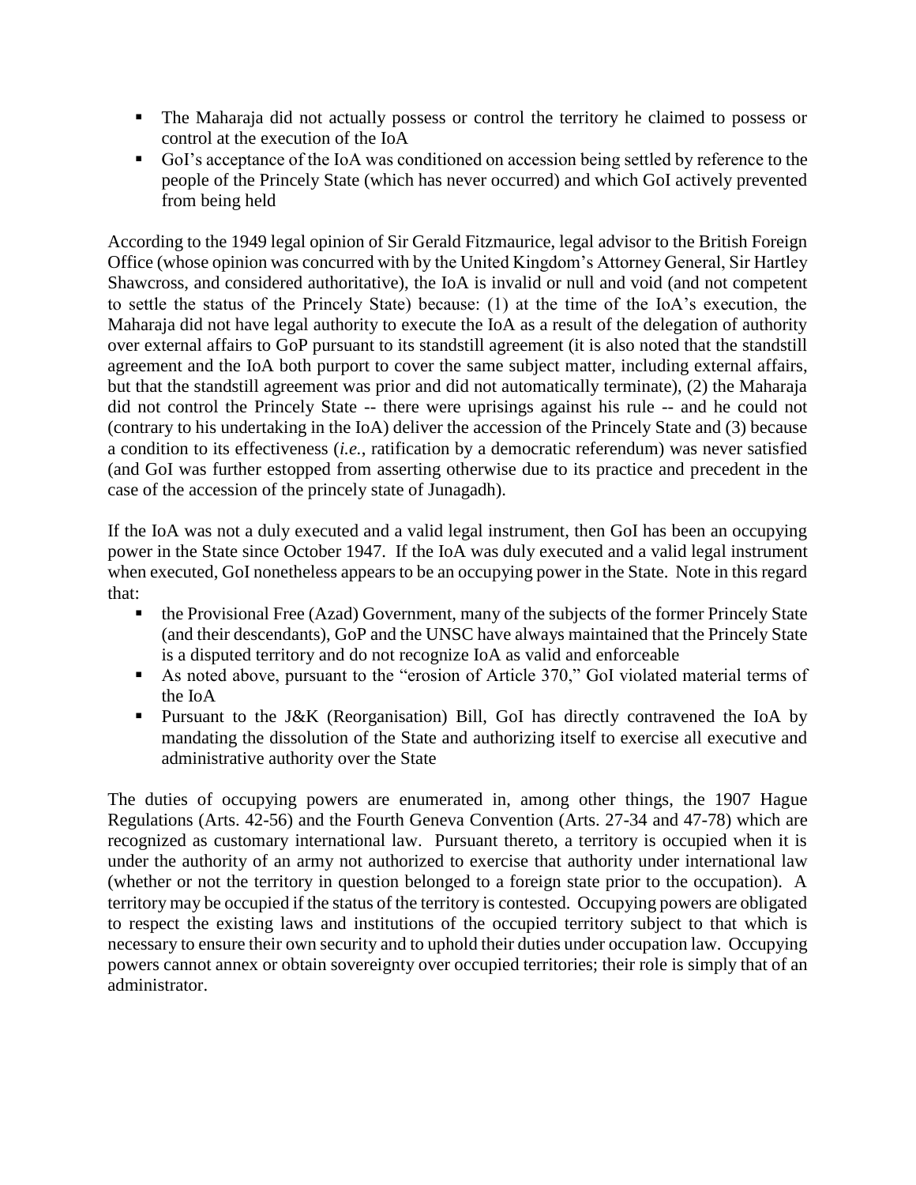- The Maharaja did not actually possess or control the territory he claimed to possess or control at the execution of the IoA
- GoI's acceptance of the IoA was conditioned on accession being settled by reference to the people of the Princely State (which has never occurred) and which GoI actively prevented from being held

According to the 1949 legal opinion of Sir Gerald Fitzmaurice, legal advisor to the British Foreign Office (whose opinion was concurred with by the United Kingdom's Attorney General, Sir Hartley Shawcross, and considered authoritative), the IoA is invalid or null and void (and not competent to settle the status of the Princely State) because: (1) at the time of the IoA's execution, the Maharaja did not have legal authority to execute the IoA as a result of the delegation of authority over external affairs to GoP pursuant to its standstill agreement (it is also noted that the standstill agreement and the IoA both purport to cover the same subject matter, including external affairs, but that the standstill agreement was prior and did not automatically terminate), (2) the Maharaja did not control the Princely State -- there were uprisings against his rule -- and he could not (contrary to his undertaking in the IoA) deliver the accession of the Princely State and (3) because a condition to its effectiveness (*i.e.*, ratification by a democratic referendum) was never satisfied (and GoI was further estopped from asserting otherwise due to its practice and precedent in the case of the accession of the princely state of Junagadh).

If the IoA was not a duly executed and a valid legal instrument, then GoI has been an occupying power in the State since October 1947. If the IoA was duly executed and a valid legal instrument when executed, GoI nonetheless appears to be an occupying power in the State. Note in this regard that:

- the Provisional Free (Azad) Government, many of the subjects of the former Princely State (and their descendants), GoP and the UNSC have always maintained that the Princely State is a disputed territory and do not recognize IoA as valid and enforceable
- As noted above, pursuant to the "erosion of Article 370," GoI violated material terms of the IoA
- Pursuant to the J&K (Reorganisation) Bill, GoI has directly contravened the IoA by mandating the dissolution of the State and authorizing itself to exercise all executive and administrative authority over the State

The duties of occupying powers are enumerated in, among other things, the 1907 Hague Regulations (Arts. 42-56) and the Fourth Geneva Convention (Arts. 27-34 and 47-78) which are recognized as customary international law. Pursuant thereto, a territory is occupied when it is under the authority of an army not authorized to exercise that authority under international law (whether or not the territory in question belonged to a foreign state prior to the occupation). A territory may be occupied if the status of the territory is contested. Occupying powers are obligated to respect the existing laws and institutions of the occupied territory subject to that which is necessary to ensure their own security and to uphold their duties under occupation law. Occupying powers cannot annex or obtain sovereignty over occupied territories; their role is simply that of an administrator.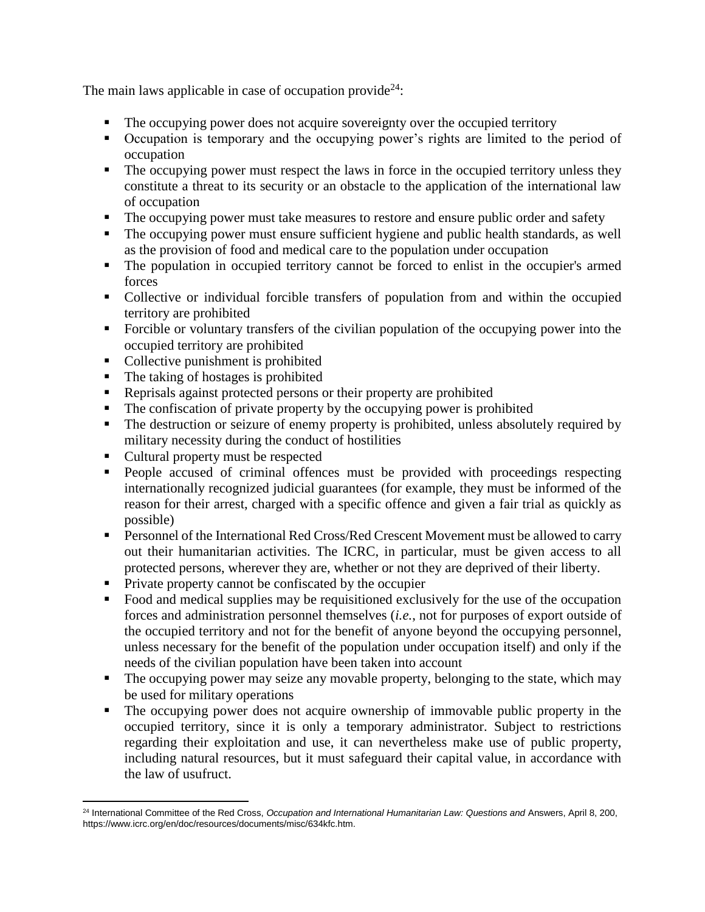The main laws applicable in case of occupation provide[24]:

- The occupying power does not acquire sovereignty over the occupied territory
- Occupation is temporary and the occupying power's rights are limited to the period of occupation
- The occupying power must respect the laws in force in the occupied territory unless they constitute a threat to its security or an obstacle to the application of the international law of occupation
- The occupying power must take measures to restore and ensure public order and safety
- The occupying power must ensure sufficient hygiene and public health standards, as well as the provision of food and medical care to the population under occupation
- The population in occupied territory cannot be forced to enlist in the occupier's armed forces
- Collective or individual forcible transfers of population from and within the occupied territory are prohibited
- Forcible or voluntary transfers of the civilian population of the occupying power into the occupied territory are prohibited
- Collective punishment is prohibited
- The taking of hostages is prohibited
- Reprisals against protected persons or their property are prohibited
- The confiscation of private property by the occupying power is prohibited
- The destruction or seizure of enemy property is prohibited, unless absolutely required by military necessity during the conduct of hostilities
- Cultural property must be respected
- People accused of criminal offences must be provided with proceedings respecting internationally recognized judicial guarantees (for example, they must be informed of the reason for their arrest, charged with a specific offence and given a fair trial as quickly as possible)
- Personnel of the International Red Cross/Red Crescent Movement must be allowed to carry out their humanitarian activities. The ICRC, in particular, must be given access to all protected persons, wherever they are, whether or not they are deprived of their liberty.
- Private property cannot be confiscated by the occupier
- Food and medical supplies may be requisitioned exclusively for the use of the occupation forces and administration personnel themselves (*i.e.*, not for purposes of export outside of the occupied territory and not for the benefit of anyone beyond the occupying personnel, unless necessary for the benefit of the population under occupation itself) and only if the needs of the civilian population have been taken into account
- The occupying power may seize any movable property, belonging to the state, which may be used for military operations
- The occupying power does not acquire ownership of immovable public property in the occupied territory, since it is only a temporary administrator. Subject to restrictions regarding their exploitation and use, it can nevertheless make use of public property, including natural resources, but it must safeguard their capital value, in accordance with the law of usufruct.

---

[24] International Committee of the Red Cross, *Occupation and International Humanitarian Law: Questions and* Answers, April 8, 200, https://www.icrc.org/en/doc/resources/documents/misc/634kfc.htm.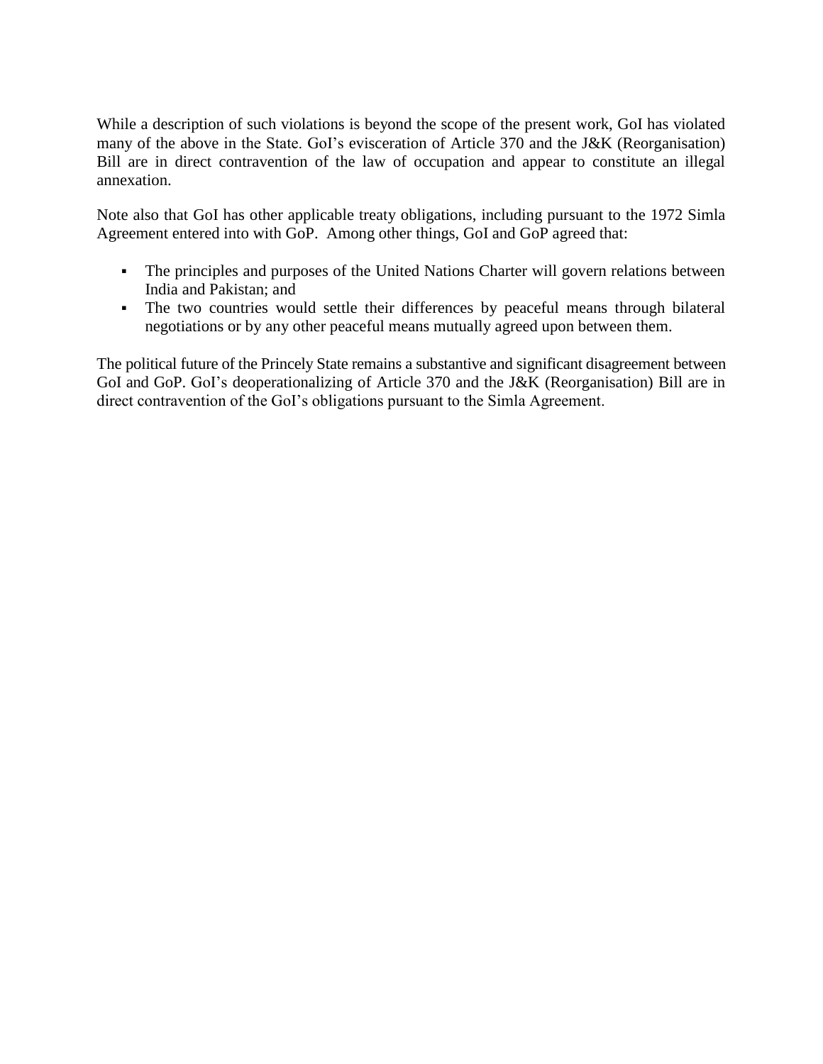While a description of such violations is beyond the scope of the present work, GoI has violated many of the above in the State. GoI's evisceration of Article 370 and the J&K (Reorganisation) Bill are in direct contravention of the law of occupation and appear to constitute an illegal annexation.

Note also that GoI has other applicable treaty obligations, including pursuant to the 1972 Simla Agreement entered into with GoP. Among other things, GoI and GoP agreed that:

- The principles and purposes of the United Nations Charter will govern relations between India and Pakistan; and
- The two countries would settle their differences by peaceful means through bilateral negotiations or by any other peaceful means mutually agreed upon between them.

The political future of the Princely State remains a substantive and significant disagreement between GoI and GoP. GoI's deoperationalizing of Article 370 and the J&K (Reorganisation) Bill are in direct contravention of the GoI's obligations pursuant to the Simla Agreement.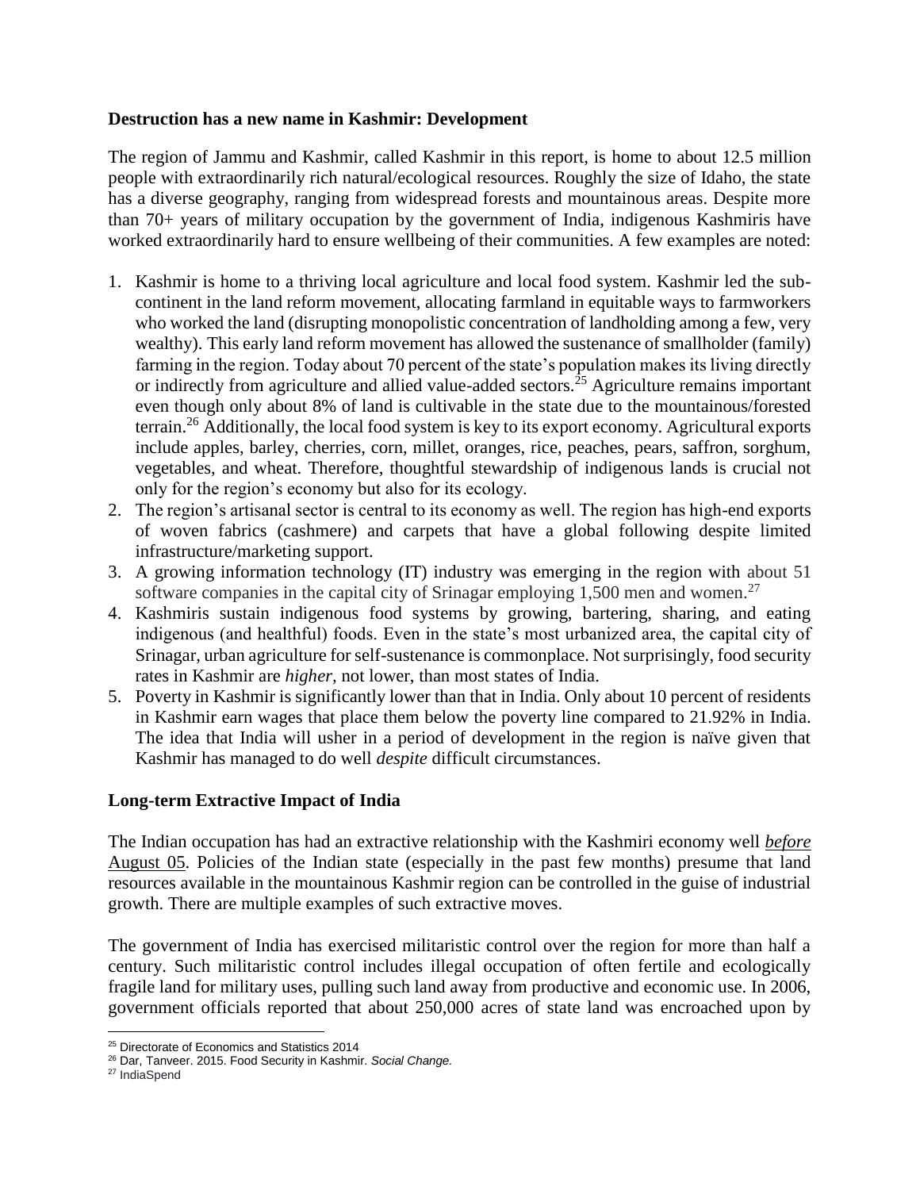**Destruction has a new name in Kashmir: Development**

The region of Jammu and Kashmir, called Kashmir in this report, is home to about 12.5 million people with extraordinarily rich natural/ecological resources. Roughly the size of Idaho, the state has a diverse geography, ranging from widespread forests and mountainous areas. Despite more than 70+ years of military occupation by the government of India, indigenous Kashmiris have worked extraordinarily hard to ensure wellbeing of their communities. A few examples are noted:

1. Kashmir is home to a thriving local agriculture and local food system. Kashmir led the sub-continent in the land reform movement, allocating farmland in equitable ways to farmworkers who worked the land (disrupting monopolistic concentration of landholding among a few, very wealthy). This early land reform movement has allowed the sustenance of smallholder (family) farming in the region. Today about 70 percent of the state's population makes its living directly or indirectly from agriculture and allied value-added sectors.[25] Agriculture remains important even though only about 8% of land is cultivable in the state due to the mountainous/forested terrain.[26] Additionally, the local food system is key to its export economy. Agricultural exports include apples, barley, cherries, corn, millet, oranges, rice, peaches, pears, saffron, sorghum, vegetables, and wheat. Therefore, thoughtful stewardship of indigenous lands is crucial not only for the region's economy but also for its ecology.
2. The region's artisanal sector is central to its economy as well. The region has high-end exports of woven fabrics (cashmere) and carpets that have a global following despite limited infrastructure/marketing support.
3. A growing information technology (IT) industry was emerging in the region with about 51 software companies in the capital city of Srinagar employing 1,500 men and women.[27]
4. Kashmiris sustain indigenous food systems by growing, bartering, sharing, and eating indigenous (and healthful) foods. Even in the state's most urbanized area, the capital city of Srinagar, urban agriculture for self-sustenance is commonplace. Not surprisingly, food security rates in Kashmir are *higher*, not lower, than most states of India.
5. Poverty in Kashmir is significantly lower than that in India. Only about 10 percent of residents in Kashmir earn wages that place them below the poverty line compared to 21.92% in India. The idea that India will usher in a period of development in the region is naïve given that Kashmir has managed to do well *despite* difficult circumstances.

**Long-term Extractive Impact of India**

The Indian occupation has had an extractive relationship with the Kashmiri economy well *before* August 05. Policies of the Indian state (especially in the past few months) presume that land resources available in the mountainous Kashmir region can be controlled in the guise of industrial growth. There are multiple examples of such extractive moves.

The government of India has exercised militaristic control over the region for more than half a century. Such militaristic control includes illegal occupation of often fertile and ecologically fragile land for military uses, pulling such land away from productive and economic use. In 2006, government officials reported that about 250,000 acres of state land was encroached upon by

[25] Directorate of Economics and Statistics 2014

[26] Dar, Tanveer. 2015. Food Security in Kashmir. *Social Change.*

[27] IndiaSpend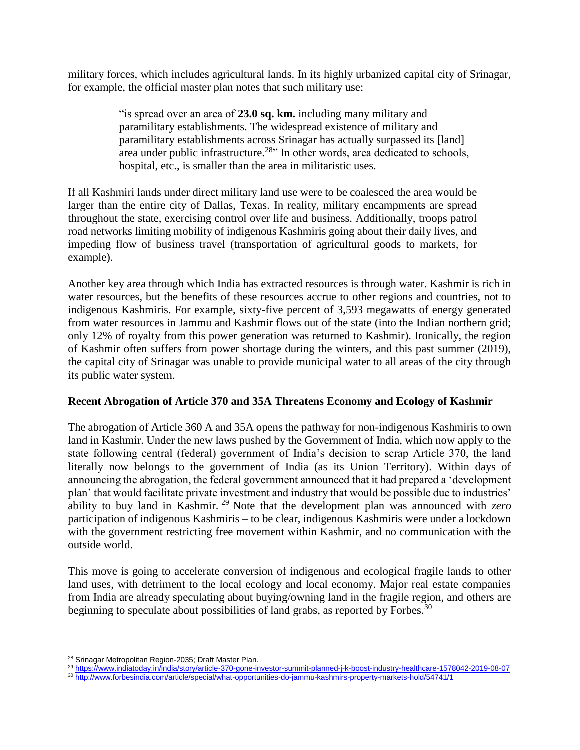military forces, which includes agricultural lands. In its highly urbanized capital city of Srinagar, for example, the official master plan notes that such military use:

> "is spread over an area of **23.0 sq. km.** including many military and paramilitary establishments. The widespread existence of military and paramilitary establishments across Srinagar has actually surpassed its [land] area under public infrastructure.[28]" In other words, area dedicated to schools, hospital, etc., is smaller than the area in militaristic uses.

If all Kashmiri lands under direct military land use were to be coalesced the area would be larger than the entire city of Dallas, Texas. In reality, military encampments are spread throughout the state, exercising control over life and business. Additionally, troops patrol road networks limiting mobility of indigenous Kashmiris going about their daily lives, and impeding flow of business travel (transportation of agricultural goods to markets, for example).

Another key area through which India has extracted resources is through water. Kashmir is rich in water resources, but the benefits of these resources accrue to other regions and countries, not to indigenous Kashmiris. For example, sixty-five percent of 3,593 megawatts of energy generated from water resources in Jammu and Kashmir flows out of the state (into the Indian northern grid; only 12% of royalty from this power generation was returned to Kashmir). Ironically, the region of Kashmir often suffers from power shortage during the winters, and this past summer (2019), the capital city of Srinagar was unable to provide municipal water to all areas of the city through its public water system.

**Recent Abrogation of Article 370 and 35A Threatens Economy and Ecology of Kashmir**

The abrogation of Article 360 A and 35A opens the pathway for non-indigenous Kashmiris to own land in Kashmir. Under the new laws pushed by the Government of India, which now apply to the state following central (federal) government of India's decision to scrap Article 370, the land literally now belongs to the government of India (as its Union Territory). Within days of announcing the abrogation, the federal government announced that it had prepared a 'development plan' that would facilitate private investment and industry that would be possible due to industries' ability to buy land in Kashmir.[29] Note that the development plan was announced with *zero* participation of indigenous Kashmiris – to be clear, indigenous Kashmiris were under a lockdown with the government restricting free movement within Kashmir, and no communication with the outside world.

This move is going to accelerate conversion of indigenous and ecological fragile lands to other land uses, with detriment to the local ecology and local economy. Major real estate companies from India are already speculating about buying/owning land in the fragile region, and others are beginning to speculate about possibilities of land grabs, as reported by Forbes.[30]

---

[28] Srinagar Metropolitan Region-2035; Draft Master Plan.

[29] https://www.indiatoday.in/india/story/article-370-gone-investor-summit-planned-j-k-boost-industry-healthcare-1578042-2019-08-07

[30] http://www.forbesindia.com/article/special/what-opportunities-do-jammu-kashmirs-property-markets-hold/54741/1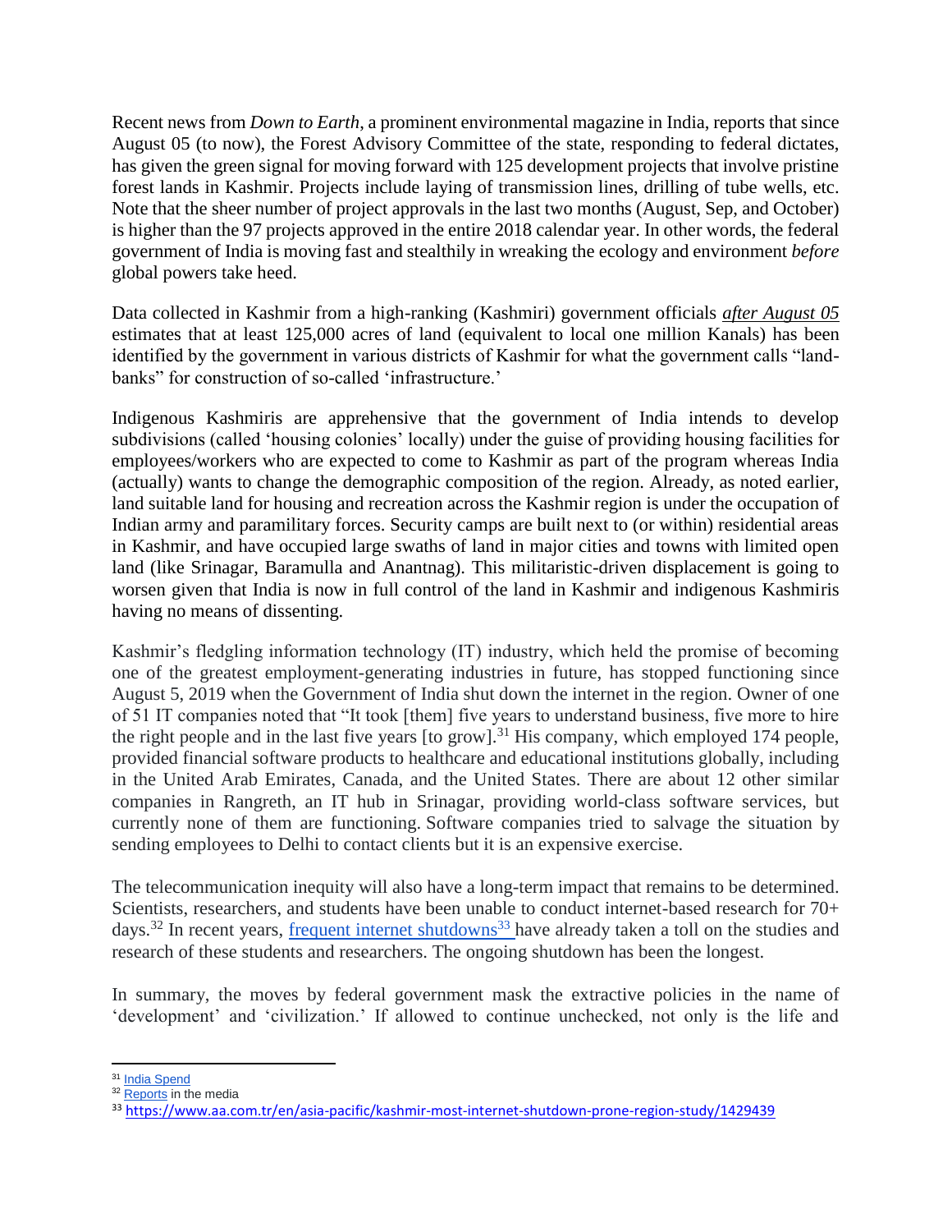Recent news from *Down to Earth*, a prominent environmental magazine in India, reports that since August 05 (to now), the Forest Advisory Committee of the state, responding to federal dictates, has given the green signal for moving forward with 125 development projects that involve pristine forest lands in Kashmir. Projects include laying of transmission lines, drilling of tube wells, etc. Note that the sheer number of project approvals in the last two months (August, Sep, and October) is higher than the 97 projects approved in the entire 2018 calendar year. In other words, the federal government of India is moving fast and stealthily in wreaking the ecology and environment *before* global powers take heed.

Data collected in Kashmir from a high-ranking (Kashmiri) government officials *after August 05* estimates that at least 125,000 acres of land (equivalent to local one million Kanals) has been identified by the government in various districts of Kashmir for what the government calls "land-banks" for construction of so-called 'infrastructure.'

Indigenous Kashmiris are apprehensive that the government of India intends to develop subdivisions (called 'housing colonies' locally) under the guise of providing housing facilities for employees/workers who are expected to come to Kashmir as part of the program whereas India (actually) wants to change the demographic composition of the region. Already, as noted earlier, land suitable land for housing and recreation across the Kashmir region is under the occupation of Indian army and paramilitary forces. Security camps are built next to (or within) residential areas in Kashmir, and have occupied large swaths of land in major cities and towns with limited open land (like Srinagar, Baramulla and Anantnag). This militaristic-driven displacement is going to worsen given that India is now in full control of the land in Kashmir and indigenous Kashmiris having no means of dissenting.

Kashmir's fledgling information technology (IT) industry, which held the promise of becoming one of the greatest employment-generating industries in future, has stopped functioning since August 5, 2019 when the Government of India shut down the internet in the region. Owner of one of 51 IT companies noted that "It took [them] five years to understand business, five more to hire the right people and in the last five years [to grow].[31] His company, which employed 174 people, provided financial software products to healthcare and educational institutions globally, including in the United Arab Emirates, Canada, and the United States. There are about 12 other similar companies in Rangreth, an IT hub in Srinagar, providing world-class software services, but currently none of them are functioning. Software companies tried to salvage the situation by sending employees to Delhi to contact clients but it is an expensive exercise.

The telecommunication inequity will also have a long-term impact that remains to be determined. Scientists, researchers, and students have been unable to conduct internet-based research for 70+ days.[32] In recent years, frequent internet shutdowns[33] have already taken a toll on the studies and research of these students and researchers. The ongoing shutdown has been the longest.

In summary, the moves by federal government mask the extractive policies in the name of 'development' and 'civilization.' If allowed to continue unchecked, not only is the life and

---

[31] India Spend

[32] Reports in the media

[33] https://www.aa.com.tr/en/asia-pacific/kashmir-most-internet-shutdown-prone-region-study/1429439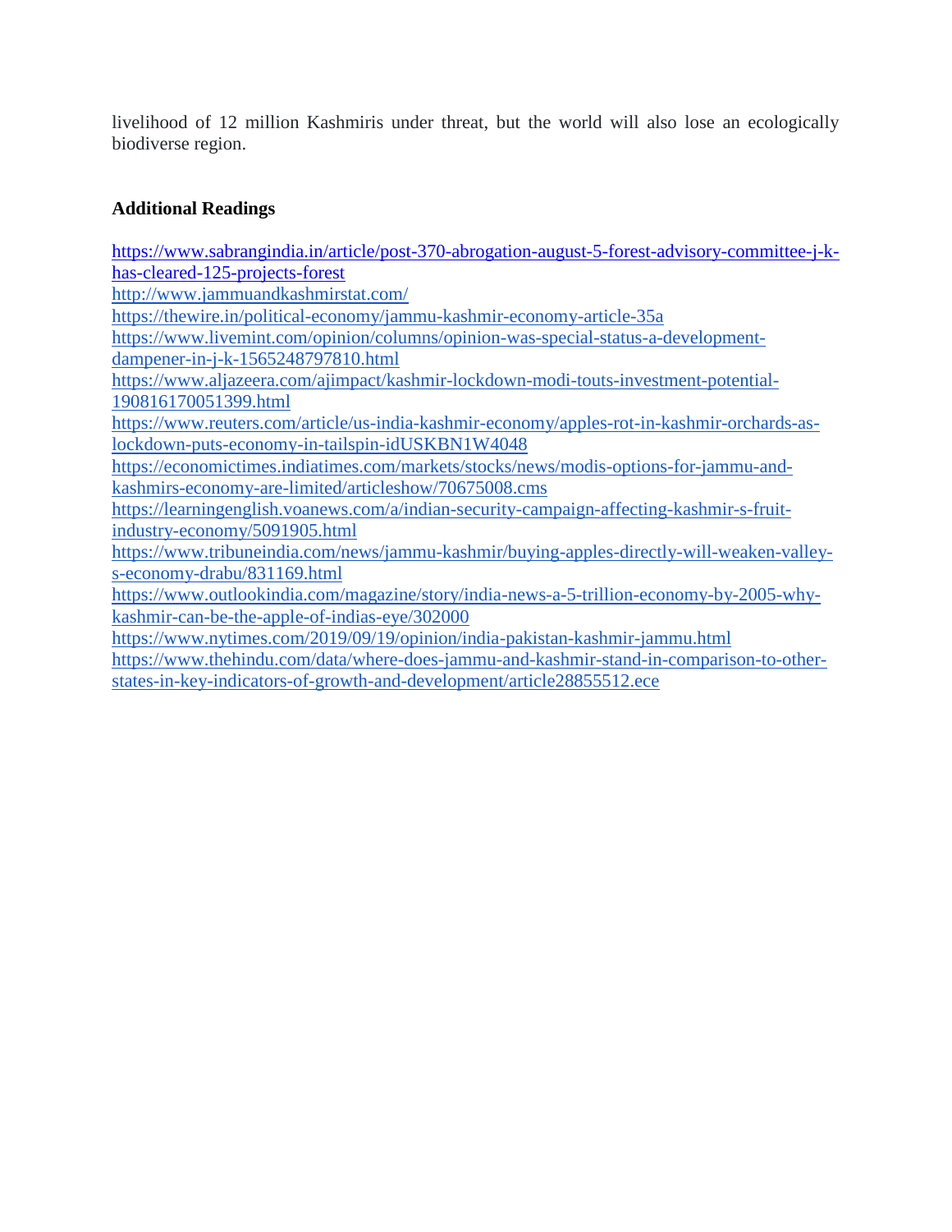livelihood of 12 million Kashmiris under threat, but the world will also lose an ecologically biodiverse region.

### Additional Readings

https://www.sabrangindia.in/article/post-370-abrogation-august-5-forest-advisory-committee-j-k-has-cleared-125-projects-forest
http://www.jammuandkashmirstat.com/
https://thewire.in/political-economy/jammu-kashmir-economy-article-35a
https://www.livemint.com/opinion/columns/opinion-was-special-status-a-development-dampener-in-j-k-1565248797810.html
https://www.aljazeera.com/ajimpact/kashmir-lockdown-modi-touts-investment-potential-190816170051399.html
https://www.reuters.com/article/us-india-kashmir-economy/apples-rot-in-kashmir-orchards-as-lockdown-puts-economy-in-tailspin-idUSKBN1W4048
https://economictimes.indiatimes.com/markets/stocks/news/modis-options-for-jammu-and-kashmirs-economy-are-limited/articleshow/70675008.cms
https://learningenglish.voanews.com/a/indian-security-campaign-affecting-kashmir-s-fruit-industry-economy/5091905.html
https://www.tribuneindia.com/news/jammu-kashmir/buying-apples-directly-will-weaken-valley-s-economy-drabu/831169.html
https://www.outlookindia.com/magazine/story/india-news-a-5-trillion-economy-by-2005-why-kashmir-can-be-the-apple-of-indias-eye/302000
https://www.nytimes.com/2019/09/19/opinion/india-pakistan-kashmir-jammu.html
https://www.thehindu.com/data/where-does-jammu-and-kashmir-stand-in-comparison-to-other-states-in-key-indicators-of-growth-and-development/article28855512.ece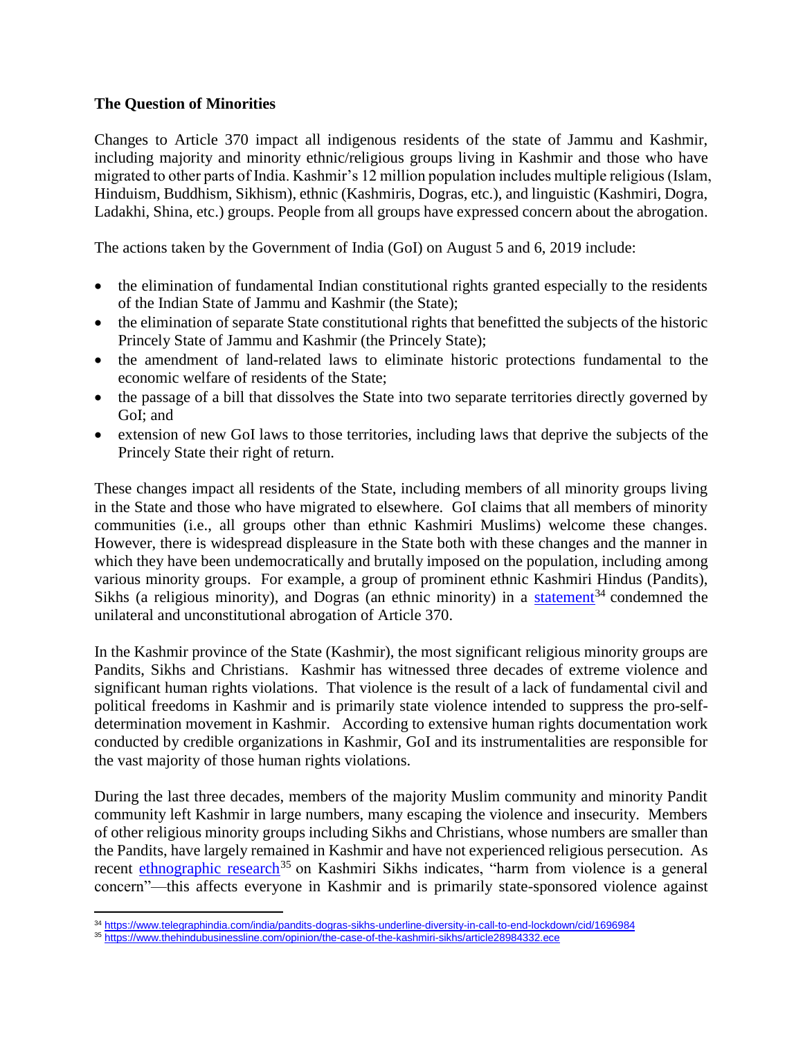## The Question of Minorities

Changes to Article 370 impact all indigenous residents of the state of Jammu and Kashmir, including majority and minority ethnic/religious groups living in Kashmir and those who have migrated to other parts of India. Kashmir's 12 million population includes multiple religious (Islam, Hinduism, Buddhism, Sikhism), ethnic (Kashmiris, Dogras, etc.), and linguistic (Kashmiri, Dogra, Ladakhi, Shina, etc.) groups. People from all groups have expressed concern about the abrogation.

The actions taken by the Government of India (GoI) on August 5 and 6, 2019 include:

- the elimination of fundamental Indian constitutional rights granted especially to the residents of the Indian State of Jammu and Kashmir (the State);
- the elimination of separate State constitutional rights that benefitted the subjects of the historic Princely State of Jammu and Kashmir (the Princely State);
- the amendment of land-related laws to eliminate historic protections fundamental to the economic welfare of residents of the State;
- the passage of a bill that dissolves the State into two separate territories directly governed by GoI; and
- extension of new GoI laws to those territories, including laws that deprive the subjects of the Princely State their right of return.

These changes impact all residents of the State, including members of all minority groups living in the State and those who have migrated to elsewhere. GoI claims that all members of minority communities (i.e., all groups other than ethnic Kashmiri Muslims) welcome these changes. However, there is widespread displeasure in the State both with these changes and the manner in which they have been undemocratically and brutally imposed on the population, including among various minority groups. For example, a group of prominent ethnic Kashmiri Hindus (Pandits), Sikhs (a religious minority), and Dogras (an ethnic minority) in a statement[34] condemned the unilateral and unconstitutional abrogation of Article 370.

In the Kashmir province of the State (Kashmir), the most significant religious minority groups are Pandits, Sikhs and Christians. Kashmir has witnessed three decades of extreme violence and significant human rights violations. That violence is the result of a lack of fundamental civil and political freedoms in Kashmir and is primarily state violence intended to suppress the pro-self-determination movement in Kashmir. According to extensive human rights documentation work conducted by credible organizations in Kashmir, GoI and its instrumentalities are responsible for the vast majority of those human rights violations.

During the last three decades, members of the majority Muslim community and minority Pandit community left Kashmir in large numbers, many escaping the violence and insecurity. Members of other religious minority groups including Sikhs and Christians, whose numbers are smaller than the Pandits, have largely remained in Kashmir and have not experienced religious persecution. As recent ethnographic research[35] on Kashmiri Sikhs indicates, "harm from violence is a general concern"—this affects everyone in Kashmir and is primarily state-sponsored violence against

[34] https://www.telegraphindia.com/india/pandits-dogras-sikhs-underline-diversity-in-call-to-end-lockdown/cid/1696984

[35] https://www.thehindubusinessline.com/opinion/the-case-of-the-kashmiri-sikhs/article28984332.ece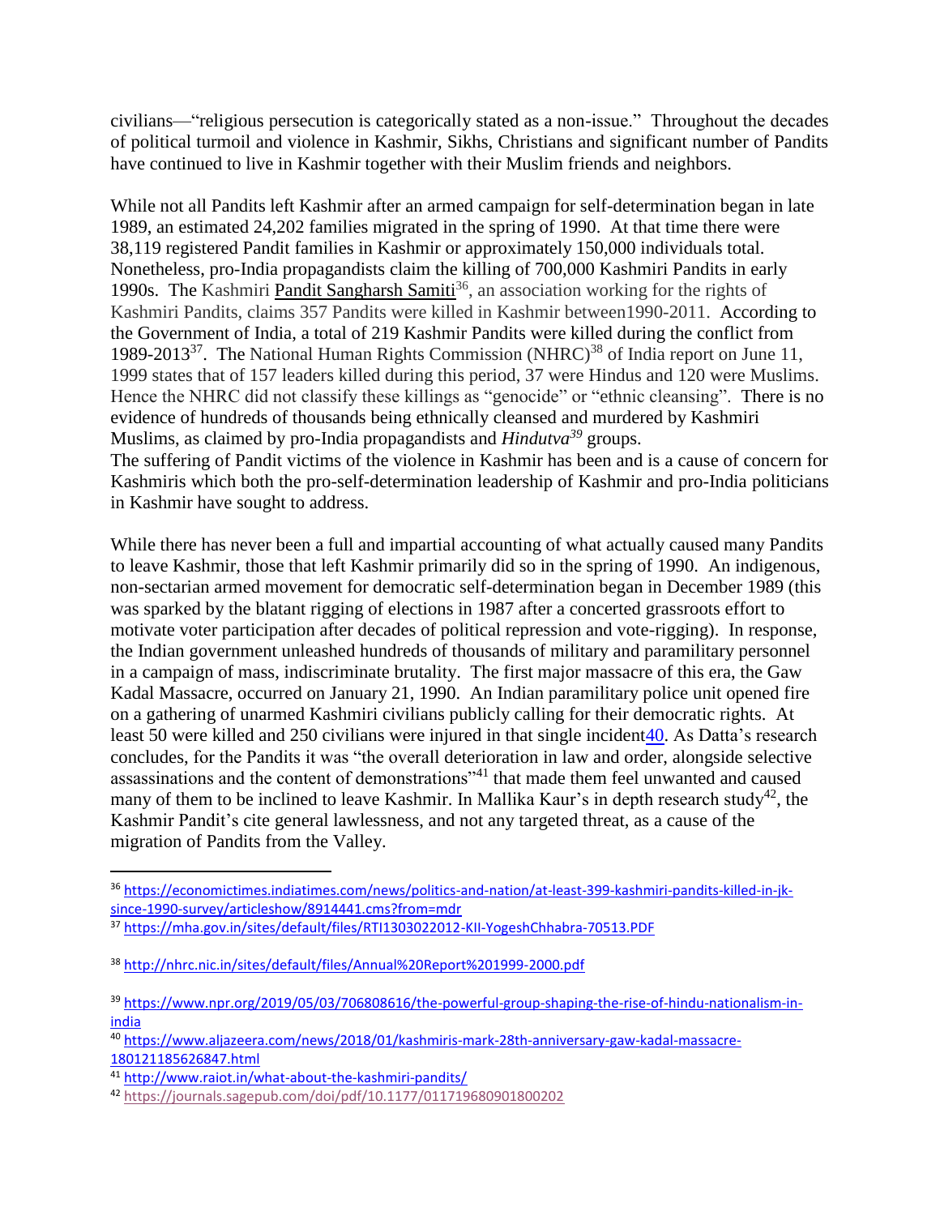civilians—"religious persecution is categorically stated as a non-issue." Throughout the decades of political turmoil and violence in Kashmir, Sikhs, Christians and significant number of Pandits have continued to live in Kashmir together with their Muslim friends and neighbors.

While not all Pandits left Kashmir after an armed campaign for self-determination began in late 1989, an estimated 24,202 families migrated in the spring of 1990. At that time there were 38,119 registered Pandit families in Kashmir or approximately 150,000 individuals total. Nonetheless, pro-India propagandists claim the killing of 700,000 Kashmiri Pandits in early 1990s. The Kashmiri Pandit Sangharsh Samiti[36], an association working for the rights of Kashmiri Pandits, claims 357 Pandits were killed in Kashmir between1990-2011. According to the Government of India, a total of 219 Kashmir Pandits were killed during the conflict from 1989-2013[37]. The National Human Rights Commission (NHRC)[38] of India report on June 11, 1999 states that of 157 leaders killed during this period, 37 were Hindus and 120 were Muslims. Hence the NHRC did not classify these killings as "genocide" or "ethnic cleansing". There is no evidence of hundreds of thousands being ethnically cleansed and murdered by Kashmiri Muslims, as claimed by pro-India propagandists and *Hindutva*[39] groups.
The suffering of Pandit victims of the violence in Kashmir has been and is a cause of concern for Kashmiris which both the pro-self-determination leadership of Kashmir and pro-India politicians in Kashmir have sought to address.

While there has never been a full and impartial accounting of what actually caused many Pandits to leave Kashmir, those that left Kashmir primarily did so in the spring of 1990. An indigenous, non-sectarian armed movement for democratic self-determination began in December 1989 (this was sparked by the blatant rigging of elections in 1987 after a concerted grassroots effort to motivate voter participation after decades of political repression and vote-rigging). In response, the Indian government unleashed hundreds of thousands of military and paramilitary personnel in a campaign of mass, indiscriminate brutality. The first major massacre of this era, the Gaw Kadal Massacre, occurred on January 21, 1990. An Indian paramilitary police unit opened fire on a gathering of unarmed Kashmiri civilians publicly calling for their democratic rights. At least 50 were killed and 250 civilians were injured in that single incident[40]. As Datta's research concludes, for the Pandits it was "the overall deterioration in law and order, alongside selective assassinations and the content of demonstrations"[41] that made them feel unwanted and caused many of them to be inclined to leave Kashmir. In Mallika Kaur's in depth research study[42], the Kashmir Pandit's cite general lawlessness, and not any targeted threat, as a cause of the migration of Pandits from the Valley.

---

[36] https://economictimes.indiatimes.com/news/politics-and-nation/at-least-399-kashmiri-pandits-killed-in-jk-since-1990-survey/articleshow/8914441.cms?from=mdr

[37] https://mha.gov.in/sites/default/files/RTI1303022012-KII-YogeshChhabra-70513.PDF

[38] http://nhrc.nic.in/sites/default/files/Annual%20Report%201999-2000.pdf

[39] https://www.npr.org/2019/05/03/706808616/the-powerful-group-shaping-the-rise-of-hindu-nationalism-in-india

[40] https://www.aljazeera.com/news/2018/01/kashmiris-mark-28th-anniversary-gaw-kadal-massacre-180121185626847.html

[41] http://www.raiot.in/what-about-the-kashmiri-pandits/

[42] https://journals.sagepub.com/doi/pdf/10.1177/011719680901800202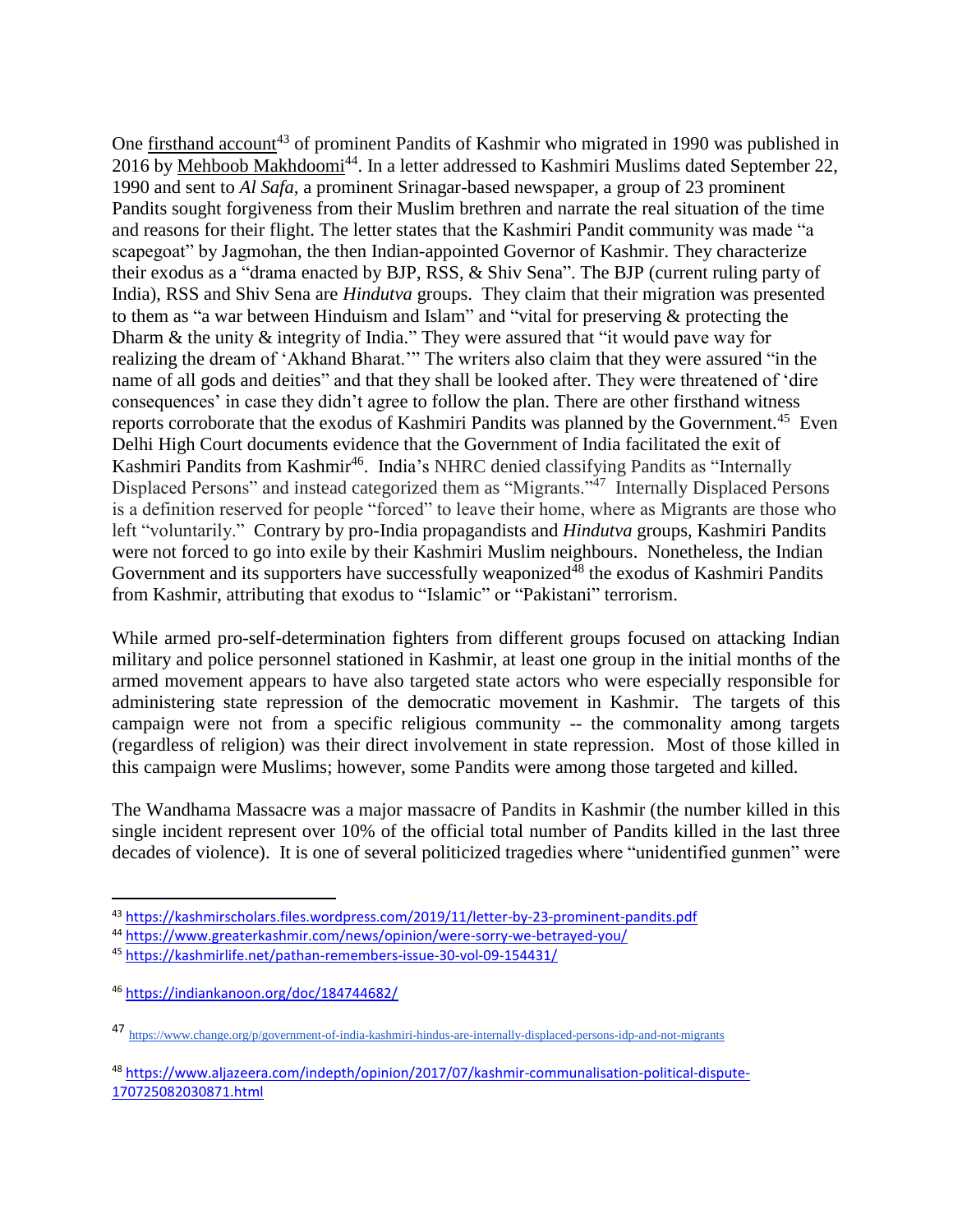One firsthand account[43] of prominent Pandits of Kashmir who migrated in 1990 was published in 2016 by Mehboob Makhdoomi[44]. In a letter addressed to Kashmiri Muslims dated September 22, 1990 and sent to *Al Safa*, a prominent Srinagar-based newspaper, a group of 23 prominent Pandits sought forgiveness from their Muslim brethren and narrate the real situation of the time and reasons for their flight. The letter states that the Kashmiri Pandit community was made "a scapegoat" by Jagmohan, the then Indian-appointed Governor of Kashmir. They characterize their exodus as a "drama enacted by BJP, RSS, & Shiv Sena". The BJP (current ruling party of India), RSS and Shiv Sena are *Hindutva* groups. They claim that their migration was presented to them as "a war between Hinduism and Islam" and "vital for preserving & protecting the Dharm & the unity & integrity of India." They were assured that "it would pave way for realizing the dream of 'Akhand Bharat.'" The writers also claim that they were assured "in the name of all gods and deities" and that they shall be looked after. They were threatened of 'dire consequences' in case they didn't agree to follow the plan. There are other firsthand witness reports corroborate that the exodus of Kashmiri Pandits was planned by the Government.[45] Even Delhi High Court documents evidence that the Government of India facilitated the exit of Kashmiri Pandits from Kashmir[46]. India's NHRC denied classifying Pandits as "Internally Displaced Persons" and instead categorized them as "Migrants."[47] Internally Displaced Persons is a definition reserved for people "forced" to leave their home, where as Migrants are those who left "voluntarily." Contrary by pro-India propagandists and *Hindutva* groups, Kashmiri Pandits were not forced to go into exile by their Kashmiri Muslim neighbours. Nonetheless, the Indian Government and its supporters have successfully weaponized[48] the exodus of Kashmiri Pandits from Kashmir, attributing that exodus to "Islamic" or "Pakistani" terrorism.

While armed pro-self-determination fighters from different groups focused on attacking Indian military and police personnel stationed in Kashmir, at least one group in the initial months of the armed movement appears to have also targeted state actors who were especially responsible for administering state repression of the democratic movement in Kashmir. The targets of this campaign were not from a specific religious community -- the commonality among targets (regardless of religion) was their direct involvement in state repression. Most of those killed in this campaign were Muslims; however, some Pandits were among those targeted and killed.

The Wandhama Massacre was a major massacre of Pandits in Kashmir (the number killed in this single incident represent over 10% of the official total number of Pandits killed in the last three decades of violence). It is one of several politicized tragedies where "unidentified gunmen" were

---

[43] https://kashmirscholars.files.wordpress.com/2019/11/letter-by-23-prominent-pandits.pdf

[44] https://www.greaterkashmir.com/news/opinion/were-sorry-we-betrayed-you/

[45] https://kashmirlife.net/pathan-remembers-issue-30-vol-09-154431/

[46] https://indiankanoon.org/doc/184744682/

[47] https://www.change.org/p/government-of-india-kashmiri-hindus-are-internally-displaced-persons-idp-and-not-migrants

[48] https://www.aljazeera.com/indepth/opinion/2017/07/kashmir-communalisation-political-dispute-170725082030871.html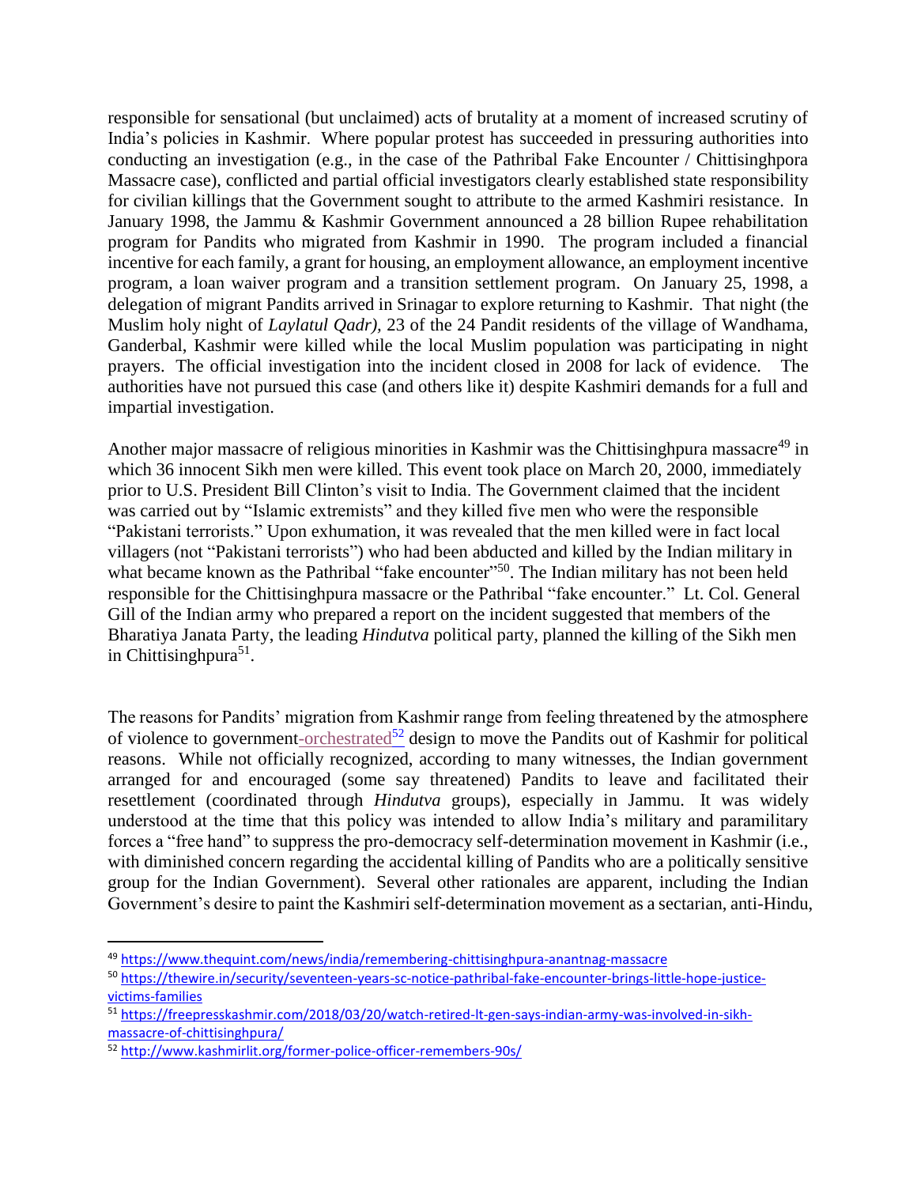responsible for sensational (but unclaimed) acts of brutality at a moment of increased scrutiny of India's policies in Kashmir. Where popular protest has succeeded in pressuring authorities into conducting an investigation (e.g., in the case of the Pathribal Fake Encounter / Chittisinghpora Massacre case), conflicted and partial official investigators clearly established state responsibility for civilian killings that the Government sought to attribute to the armed Kashmiri resistance. In January 1998, the Jammu & Kashmir Government announced a 28 billion Rupee rehabilitation program for Pandits who migrated from Kashmir in 1990. The program included a financial incentive for each family, a grant for housing, an employment allowance, an employment incentive program, a loan waiver program and a transition settlement program. On January 25, 1998, a delegation of migrant Pandits arrived in Srinagar to explore returning to Kashmir. That night (the Muslim holy night of *Laylatul Qadr),* 23 of the 24 Pandit residents of the village of Wandhama, Ganderbal, Kashmir were killed while the local Muslim population was participating in night prayers. The official investigation into the incident closed in 2008 for lack of evidence. The authorities have not pursued this case (and others like it) despite Kashmiri demands for a full and impartial investigation.

Another major massacre of religious minorities in Kashmir was the Chittisinghpura massacre[49] in which 36 innocent Sikh men were killed. This event took place on March 20, 2000, immediately prior to U.S. President Bill Clinton's visit to India. The Government claimed that the incident was carried out by "Islamic extremists" and they killed five men who were the responsible "Pakistani terrorists." Upon exhumation, it was revealed that the men killed were in fact local villagers (not "Pakistani terrorists") who had been abducted and killed by the Indian military in what became known as the Pathribal "fake encounter"[50]. The Indian military has not been held responsible for the Chittisinghpura massacre or the Pathribal "fake encounter." Lt. Col. General Gill of the Indian army who prepared a report on the incident suggested that members of the Bharatiya Janata Party, the leading *Hindutva* political party, planned the killing of the Sikh men in Chittisinghpura[51].

The reasons for Pandits' migration from Kashmir range from feeling threatened by the atmosphere of violence to government-orchestrated[52] design to move the Pandits out of Kashmir for political reasons. While not officially recognized, according to many witnesses, the Indian government arranged for and encouraged (some say threatened) Pandits to leave and facilitated their resettlement (coordinated through *Hindutva* groups), especially in Jammu. It was widely understood at the time that this policy was intended to allow India's military and paramilitary forces a "free hand" to suppress the pro-democracy self-determination movement in Kashmir (i.e., with diminished concern regarding the accidental killing of Pandits who are a politically sensitive group for the Indian Government). Several other rationales are apparent, including the Indian Government's desire to paint the Kashmiri self-determination movement as a sectarian, anti-Hindu,

---

[49] https://www.thequint.com/news/india/remembering-chittisinghpura-anantnag-massacre

[50] https://thewire.in/security/seventeen-years-sc-notice-pathribal-fake-encounter-brings-little-hope-justice-victims-families

[51] https://freepresskashmir.com/2018/03/20/watch-retired-lt-gen-says-indian-army-was-involved-in-sikh-massacre-of-chittisinghpura/

[52] http://www.kashmirlit.org/former-police-officer-remembers-90s/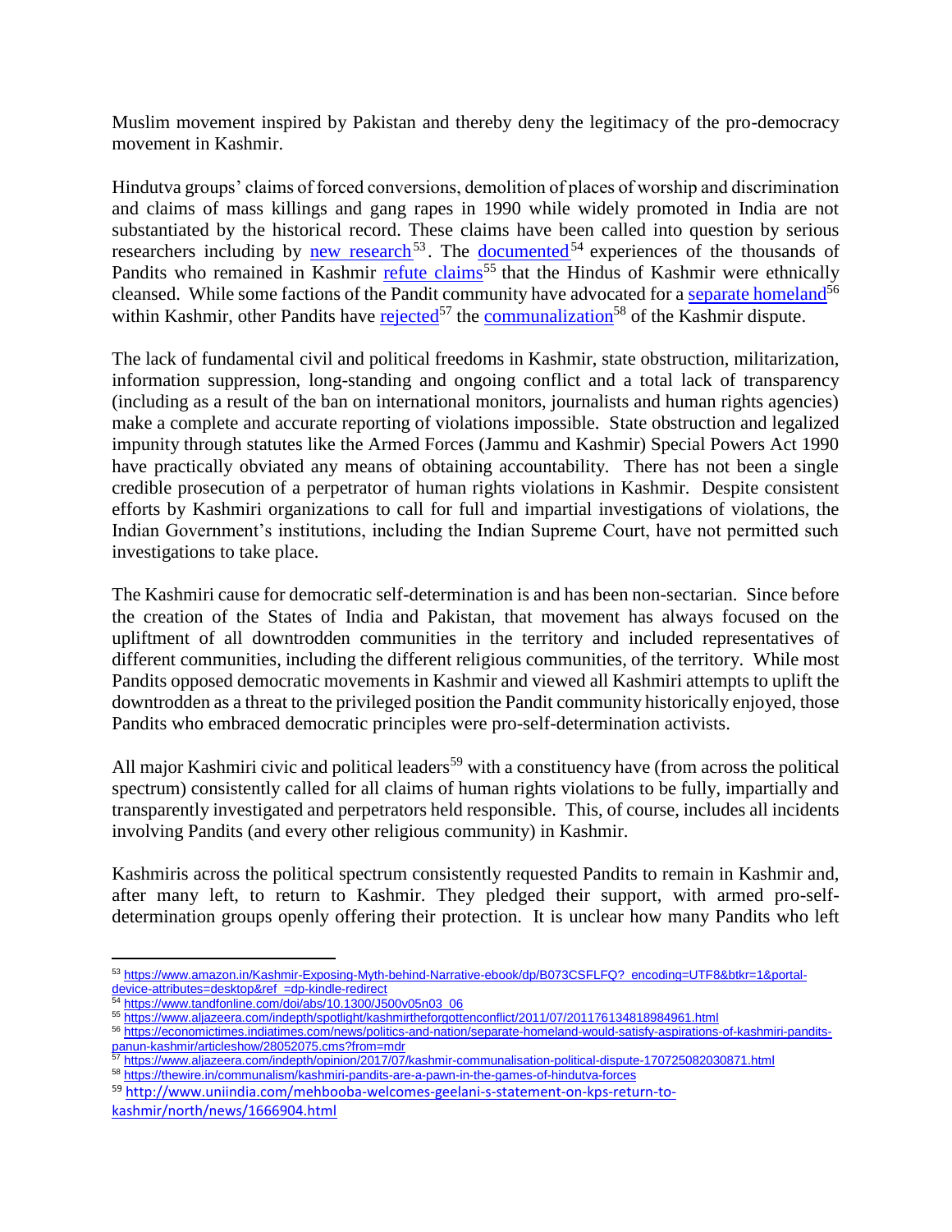Muslim movement inspired by Pakistan and thereby deny the legitimacy of the pro-democracy movement in Kashmir.

Hindutva groups' claims of forced conversions, demolition of places of worship and discrimination and claims of mass killings and gang rapes in 1990 while widely promoted in India are not substantiated by the historical record. These claims have been called into question by serious researchers including by new research[53]. The documented[54] experiences of the thousands of Pandits who remained in Kashmir refute claims[55] that the Hindus of Kashmir were ethnically cleansed. While some factions of the Pandit community have advocated for a separate homeland[56] within Kashmir, other Pandits have rejected[57] the communalization[58] of the Kashmir dispute.

The lack of fundamental civil and political freedoms in Kashmir, state obstruction, militarization, information suppression, long-standing and ongoing conflict and a total lack of transparency (including as a result of the ban on international monitors, journalists and human rights agencies) make a complete and accurate reporting of violations impossible. State obstruction and legalized impunity through statutes like the Armed Forces (Jammu and Kashmir) Special Powers Act 1990 have practically obviated any means of obtaining accountability. There has not been a single credible prosecution of a perpetrator of human rights violations in Kashmir. Despite consistent efforts by Kashmiri organizations to call for full and impartial investigations of violations, the Indian Government's institutions, including the Indian Supreme Court, have not permitted such investigations to take place.

The Kashmiri cause for democratic self-determination is and has been non-sectarian. Since before the creation of the States of India and Pakistan, that movement has always focused on the upliftment of all downtrodden communities in the territory and included representatives of different communities, including the different religious communities, of the territory. While most Pandits opposed democratic movements in Kashmir and viewed all Kashmiri attempts to uplift the downtrodden as a threat to the privileged position the Pandit community historically enjoyed, those Pandits who embraced democratic principles were pro-self-determination activists.

All major Kashmiri civic and political leaders[59] with a constituency have (from across the political spectrum) consistently called for all claims of human rights violations to be fully, impartially and transparently investigated and perpetrators held responsible. This, of course, includes all incidents involving Pandits (and every other religious community) in Kashmir.

Kashmiris across the political spectrum consistently requested Pandits to remain in Kashmir and, after many left, to return to Kashmir. They pledged their support, with armed pro-self-determination groups openly offering their protection. It is unclear how many Pandits who left

---

[53] https://www.amazon.in/Kashmir-Exposing-Myth-behind-Narrative-ebook/dp/B073CSFLFQ?_encoding=UTF8&btkr=1&portal-device-attributes=desktop&ref_=dp-kindle-redirect

[54] https://www.tandfonline.com/doi/abs/10.1300/J500v05n03_06

[55] https://www.aljazeera.com/indepth/spotlight/kashmirtheforgottenconflict/2011/07/201176134818984961.html

[56] https://economictimes.indiatimes.com/news/politics-and-nation/separate-homeland-would-satisfy-aspirations-of-kashmiri-pandits-panun-kashmir/articleshow/28052075.cms?from=mdr

[57] https://www.aljazeera.com/indepth/opinion/2017/07/kashmir-communalisation-political-dispute-170725082030871.html

[58] https://thewire.in/communalism/kashmiri-pandits-are-a-pawn-in-the-games-of-hindutva-forces

[59] http://www.uniindia.com/mehbooba-welcomes-geelani-s-statement-on-kps-return-to-kashmir/north/news/1666904.html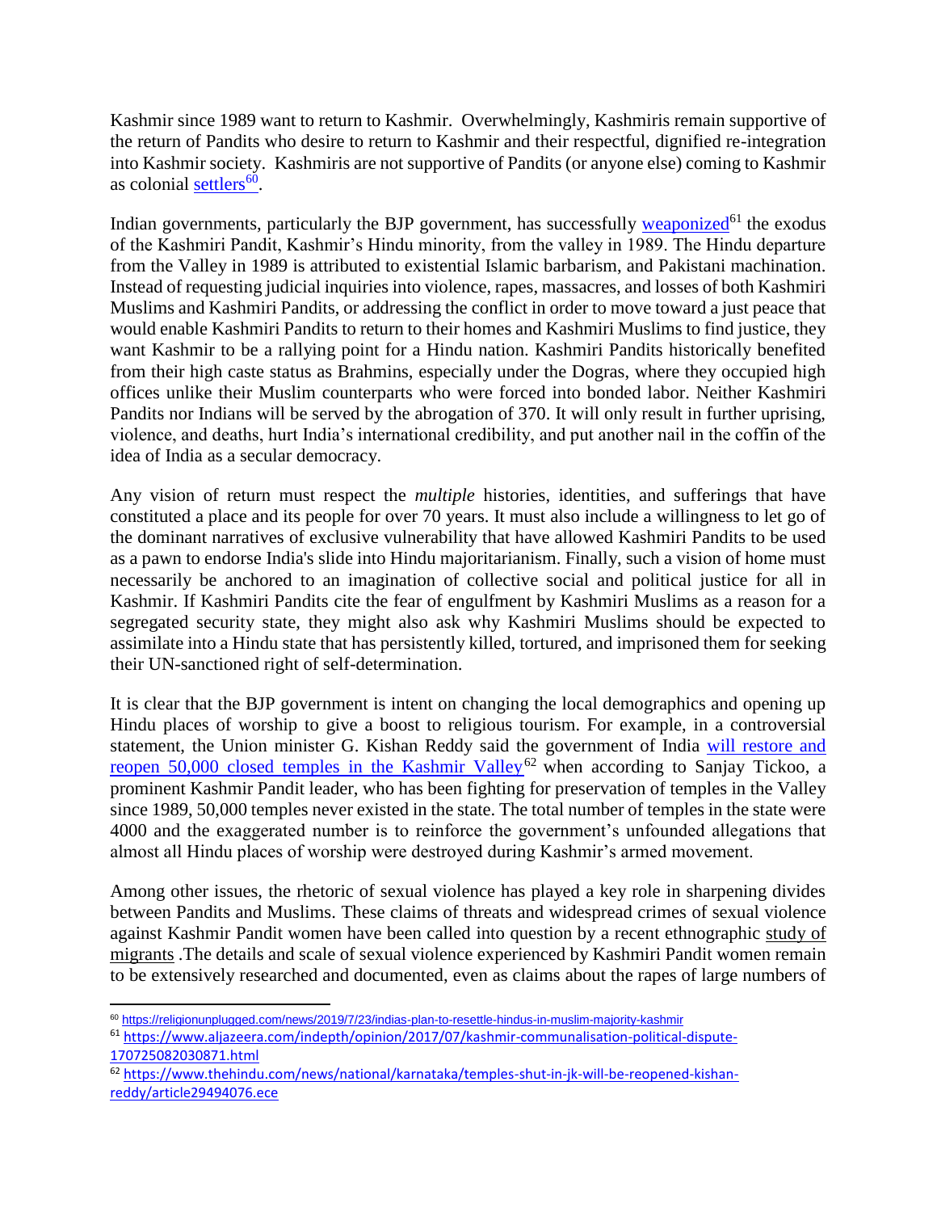Kashmir since 1989 want to return to Kashmir. Overwhelmingly, Kashmiris remain supportive of the return of Pandits who desire to return to Kashmir and their respectful, dignified re-integration into Kashmir society. Kashmiris are not supportive of Pandits (or anyone else) coming to Kashmir as colonial settlers[60].

Indian governments, particularly the BJP government, has successfully weaponized[61] the exodus of the Kashmiri Pandit, Kashmir's Hindu minority, from the valley in 1989. The Hindu departure from the Valley in 1989 is attributed to existential Islamic barbarism, and Pakistani machination. Instead of requesting judicial inquiries into violence, rapes, massacres, and losses of both Kashmiri Muslims and Kashmiri Pandits, or addressing the conflict in order to move toward a just peace that would enable Kashmiri Pandits to return to their homes and Kashmiri Muslims to find justice, they want Kashmir to be a rallying point for a Hindu nation. Kashmiri Pandits historically benefited from their high caste status as Brahmins, especially under the Dogras, where they occupied high offices unlike their Muslim counterparts who were forced into bonded labor. Neither Kashmiri Pandits nor Indians will be served by the abrogation of 370. It will only result in further uprising, violence, and deaths, hurt India's international credibility, and put another nail in the coffin of the idea of India as a secular democracy.

Any vision of return must respect the *multiple* histories, identities, and sufferings that have constituted a place and its people for over 70 years. It must also include a willingness to let go of the dominant narratives of exclusive vulnerability that have allowed Kashmiri Pandits to be used as a pawn to endorse India's slide into Hindu majoritarianism. Finally, such a vision of home must necessarily be anchored to an imagination of collective social and political justice for all in Kashmir. If Kashmiri Pandits cite the fear of engulfment by Kashmiri Muslims as a reason for a segregated security state, they might also ask why Kashmiri Muslims should be expected to assimilate into a Hindu state that has persistently killed, tortured, and imprisoned them for seeking their UN-sanctioned right of self-determination.

It is clear that the BJP government is intent on changing the local demographics and opening up Hindu places of worship to give a boost to religious tourism. For example, in a controversial statement, the Union minister G. Kishan Reddy said the government of India will restore and reopen 50,000 closed temples in the Kashmir Valley[62] when according to Sanjay Tickoo, a prominent Kashmir Pandit leader, who has been fighting for preservation of temples in the Valley since 1989, 50,000 temples never existed in the state. The total number of temples in the state were 4000 and the exaggerated number is to reinforce the government's unfounded allegations that almost all Hindu places of worship were destroyed during Kashmir's armed movement.

Among other issues, the rhetoric of sexual violence has played a key role in sharpening divides between Pandits and Muslims. These claims of threats and widespread crimes of sexual violence against Kashmir Pandit women have been called into question by a recent ethnographic study of migrants .The details and scale of sexual violence experienced by Kashmiri Pandit women remain to be extensively researched and documented, even as claims about the rapes of large numbers of

---

[60] https://religionunplugged.com/news/2019/7/23/indias-plan-to-resettle-hindus-in-muslim-majority-kashmir

[61] https://www.aljazeera.com/indepth/opinion/2017/07/kashmir-communalisation-political-dispute-170725082030871.html

[62] https://www.thehindu.com/news/national/karnataka/temples-shut-in-jk-will-be-reopened-kishan-reddy/article29494076.ece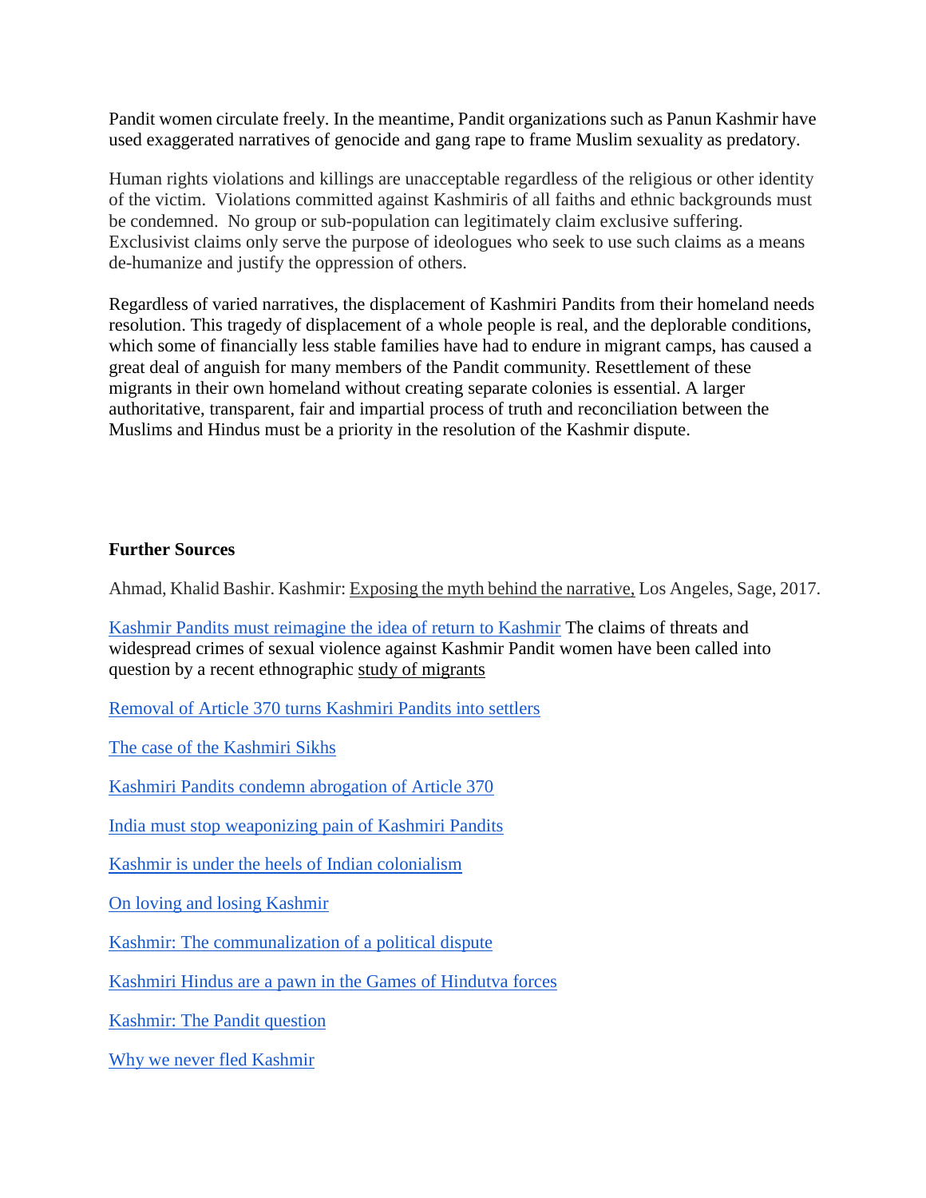Pandit women circulate freely. In the meantime, Pandit organizations such as Panun Kashmir have used exaggerated narratives of genocide and gang rape to frame Muslim sexuality as predatory.

Human rights violations and killings are unacceptable regardless of the religious or other identity of the victim. Violations committed against Kashmiris of all faiths and ethnic backgrounds must be condemned. No group or sub-population can legitimately claim exclusive suffering. Exclusivist claims only serve the purpose of ideologues who seek to use such claims as a means de-humanize and justify the oppression of others.

Regardless of varied narratives, the displacement of Kashmiri Pandits from their homeland needs resolution. This tragedy of displacement of a whole people is real, and the deplorable conditions, which some of financially less stable families have had to endure in migrant camps, has caused a great deal of anguish for many members of the Pandit community. Resettlement of these migrants in their own homeland without creating separate colonies is essential. A larger authoritative, transparent, fair and impartial process of truth and reconciliation between the Muslims and Hindus must be a priority in the resolution of the Kashmir dispute.

**Further Sources**

Ahmad, Khalid Bashir. Kashmir: Exposing the myth behind the narrative, Los Angeles, Sage, 2017.

Kashmir Pandits must reimagine the idea of return to Kashmir The claims of threats and widespread crimes of sexual violence against Kashmir Pandit women have been called into question by a recent ethnographic study of migrants

Removal of Article 370 turns Kashmiri Pandits into settlers

The case of the Kashmiri Sikhs

Kashmiri Pandits condemn abrogation of Article 370

India must stop weaponizing pain of Kashmiri Pandits

Kashmir is under the heels of Indian colonialism

On loving and losing Kashmir

Kashmir: The communalization of a political dispute

Kashmiri Hindus are a pawn in the Games of Hindutva forces

Kashmir: The Pandit question

Why we never fled Kashmir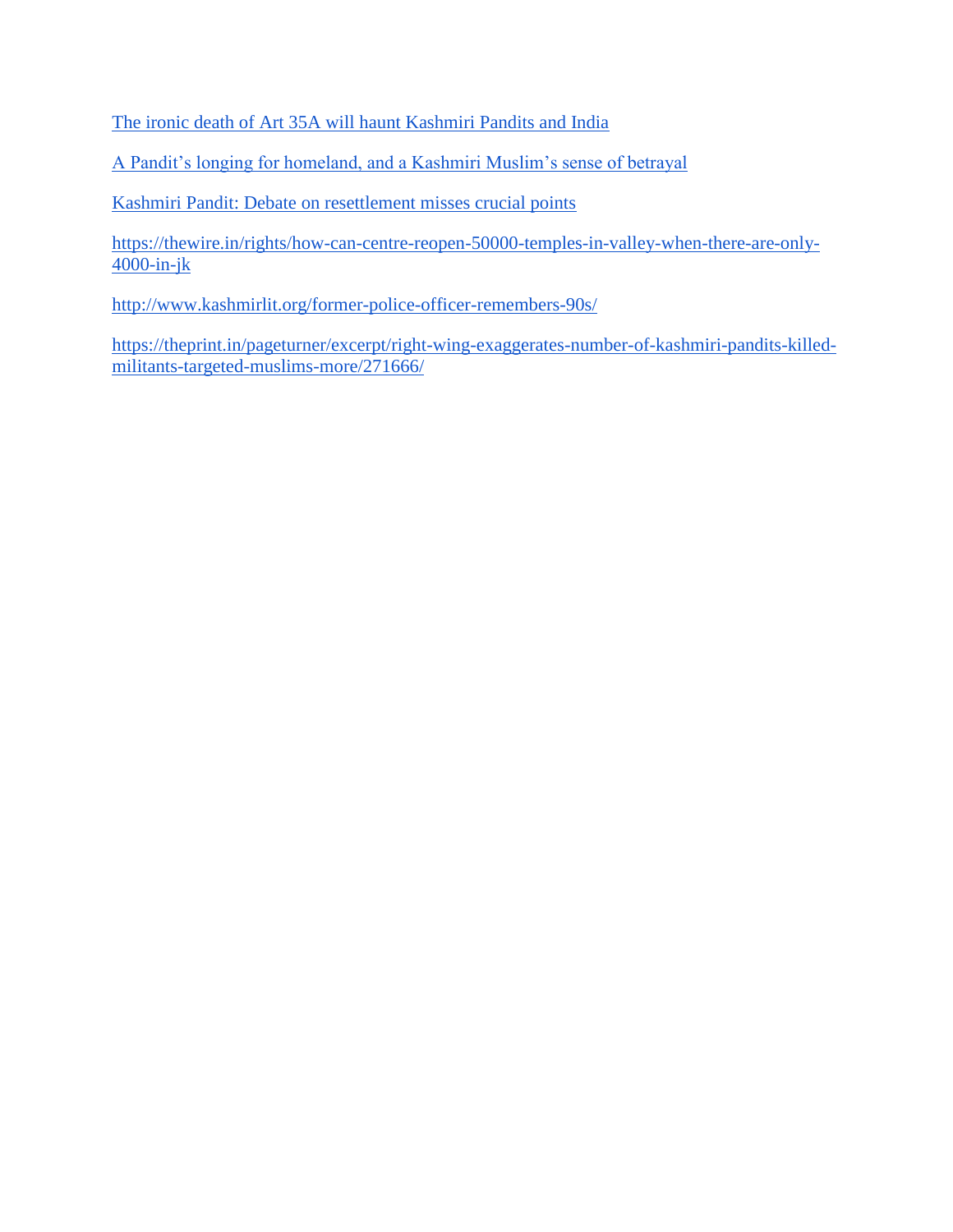The ironic death of Art 35A will haunt Kashmiri Pandits and India

A Pandit's longing for homeland, and a Kashmiri Muslim's sense of betrayal

Kashmiri Pandit: Debate on resettlement misses crucial points

https://thewire.in/rights/how-can-centre-reopen-50000-temples-in-valley-when-there-are-only-4000-in-jk

http://www.kashmirlit.org/former-police-officer-remembers-90s/

https://theprint.in/pageturner/excerpt/right-wing-exaggerates-number-of-kashmiri-pandits-killed-militants-targeted-muslims-more/271666/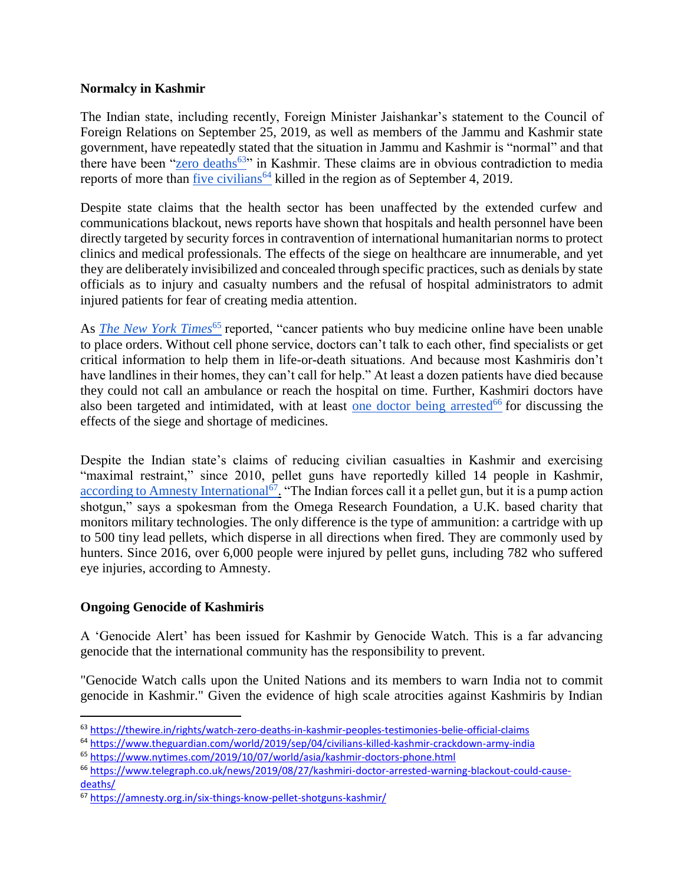**Normalcy in Kashmir**

The Indian state, including recently, Foreign Minister Jaishankar's statement to the Council of Foreign Relations on September 25, 2019, as well as members of the Jammu and Kashmir state government, have repeatedly stated that the situation in Jammu and Kashmir is "normal" and that there have been "zero deaths[63]" in Kashmir. These claims are in obvious contradiction to media reports of more than five civilians[64] killed in the region as of September 4, 2019.

Despite state claims that the health sector has been unaffected by the extended curfew and communications blackout, news reports have shown that hospitals and health personnel have been directly targeted by security forces in contravention of international humanitarian norms to protect clinics and medical professionals. The effects of the siege on healthcare are innumerable, and yet they are deliberately invisibilized and concealed through specific practices, such as denials by state officials as to injury and casualty numbers and the refusal of hospital administrators to admit injured patients for fear of creating media attention.

As *The New York Times*[65] reported, "cancer patients who buy medicine online have been unable to place orders. Without cell phone service, doctors can't talk to each other, find specialists or get critical information to help them in life-or-death situations. And because most Kashmiris don't have landlines in their homes, they can't call for help." At least a dozen patients have died because they could not call an ambulance or reach the hospital on time. Further, Kashmiri doctors have also been targeted and intimidated, with at least one doctor being arrested[66] for discussing the effects of the siege and shortage of medicines.

Despite the Indian state's claims of reducing civilian casualties in Kashmir and exercising "maximal restraint," since 2010, pellet guns have reportedly killed 14 people in Kashmir, according to Amnesty International[67]. "The Indian forces call it a pellet gun, but it is a pump action shotgun," says a spokesman from the Omega Research Foundation, a U.K. based charity that monitors military technologies. The only difference is the type of ammunition: a cartridge with up to 500 tiny lead pellets, which disperse in all directions when fired. They are commonly used by hunters. Since 2016, over 6,000 people were injured by pellet guns, including 782 who suffered eye injuries, according to Amnesty.

**Ongoing Genocide of Kashmiris**

A 'Genocide Alert' has been issued for Kashmir by Genocide Watch. This is a far advancing genocide that the international community has the responsibility to prevent.

"Genocide Watch calls upon the United Nations and its members to warn India not to commit genocide in Kashmir." Given the evidence of high scale atrocities against Kashmiris by Indian

---

[63] https://thewire.in/rights/watch-zero-deaths-in-kashmir-peoples-testimonies-belie-official-claims

[64] https://www.theguardian.com/world/2019/sep/04/civilians-killed-kashmir-crackdown-army-india

[65] https://www.nytimes.com/2019/10/07/world/asia/kashmir-doctors-phone.html

[66] https://www.telegraph.co.uk/news/2019/08/27/kashmiri-doctor-arrested-warning-blackout-could-cause-deaths/

[67] https://amnesty.org.in/six-things-know-pellet-shotguns-kashmir/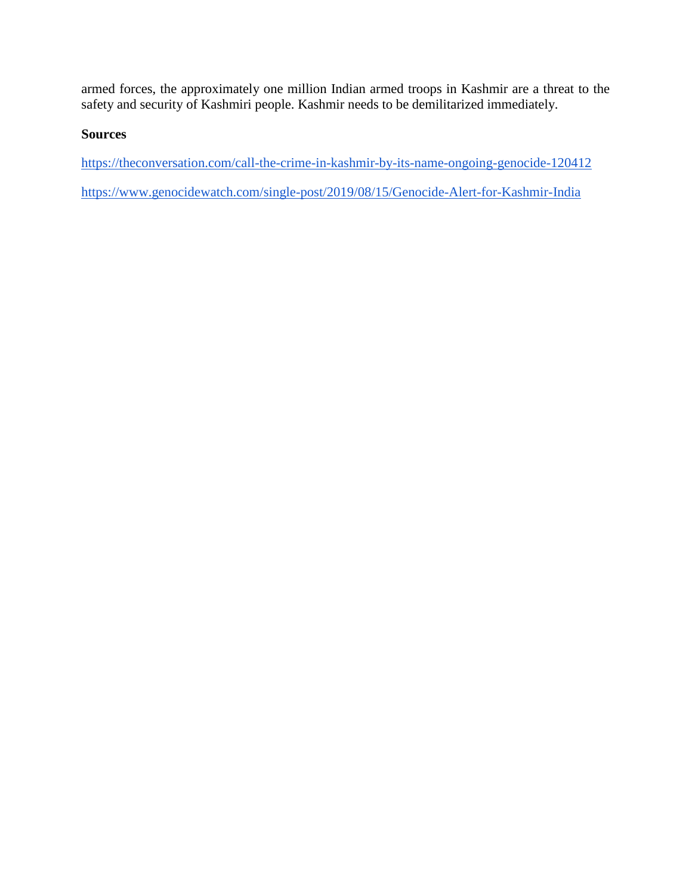armed forces, the approximately one million Indian armed troops in Kashmir are a threat to the safety and security of Kashmiri people. Kashmir needs to be demilitarized immediately.

**Sources**

https://theconversation.com/call-the-crime-in-kashmir-by-its-name-ongoing-genocide-120412

https://www.genocidewatch.com/single-post/2019/08/15/Genocide-Alert-for-Kashmir-India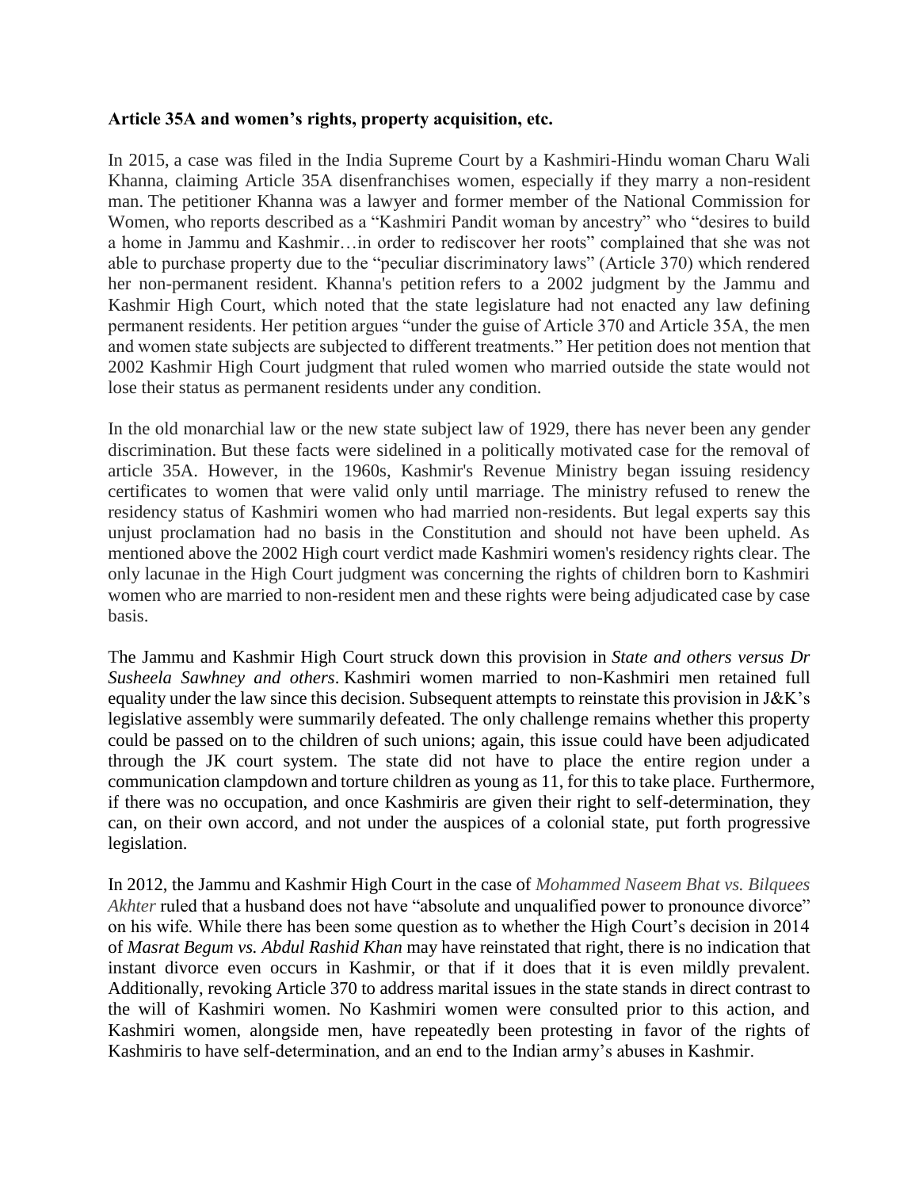**Article 35A and women's rights, property acquisition, etc.**

In 2015, a case was filed in the India Supreme Court by a Kashmiri-Hindu woman Charu Wali Khanna, claiming Article 35A disenfranchises women, especially if they marry a non-resident man. The petitioner Khanna was a lawyer and former member of the National Commission for Women, who reports described as a "Kashmiri Pandit woman by ancestry" who "desires to build a home in Jammu and Kashmir…in order to rediscover her roots" complained that she was not able to purchase property due to the "peculiar discriminatory laws" (Article 370) which rendered her non-permanent resident. Khanna's petition refers to a 2002 judgment by the Jammu and Kashmir High Court, which noted that the state legislature had not enacted any law defining permanent residents. Her petition argues "under the guise of Article 370 and Article 35A, the men and women state subjects are subjected to different treatments." Her petition does not mention that 2002 Kashmir High Court judgment that ruled women who married outside the state would not lose their status as permanent residents under any condition.

In the old monarchial law or the new state subject law of 1929, there has never been any gender discrimination. But these facts were sidelined in a politically motivated case for the removal of article 35A. However, in the 1960s, Kashmir's Revenue Ministry began issuing residency certificates to women that were valid only until marriage. The ministry refused to renew the residency status of Kashmiri women who had married non-residents. But legal experts say this unjust proclamation had no basis in the Constitution and should not have been upheld. As mentioned above the 2002 High court verdict made Kashmiri women's residency rights clear. The only lacunae in the High Court judgment was concerning the rights of children born to Kashmiri women who are married to non-resident men and these rights were being adjudicated case by case basis.

The Jammu and Kashmir High Court struck down this provision in *State and others versus Dr Susheela Sawhney and others*. Kashmiri women married to non-Kashmiri men retained full equality under the law since this decision. Subsequent attempts to reinstate this provision in J&K's legislative assembly were summarily defeated. The only challenge remains whether this property could be passed on to the children of such unions; again, this issue could have been adjudicated through the JK court system. The state did not have to place the entire region under a communication clampdown and torture children as young as 11, for this to take place. Furthermore, if there was no occupation, and once Kashmiris are given their right to self-determination, they can, on their own accord, and not under the auspices of a colonial state, put forth progressive legislation.

In 2012, the Jammu and Kashmir High Court in the case of *Mohammed Naseem Bhat vs. Bilquees Akhter* ruled that a husband does not have "absolute and unqualified power to pronounce divorce" on his wife. While there has been some question as to whether the High Court's decision in 2014 of *Masrat Begum vs. Abdul Rashid Khan* may have reinstated that right, there is no indication that instant divorce even occurs in Kashmir, or that if it does that it is even mildly prevalent. Additionally, revoking Article 370 to address marital issues in the state stands in direct contrast to the will of Kashmiri women. No Kashmiri women were consulted prior to this action, and Kashmiri women, alongside men, have repeatedly been protesting in favor of the rights of Kashmiris to have self-determination, and an end to the Indian army's abuses in Kashmir.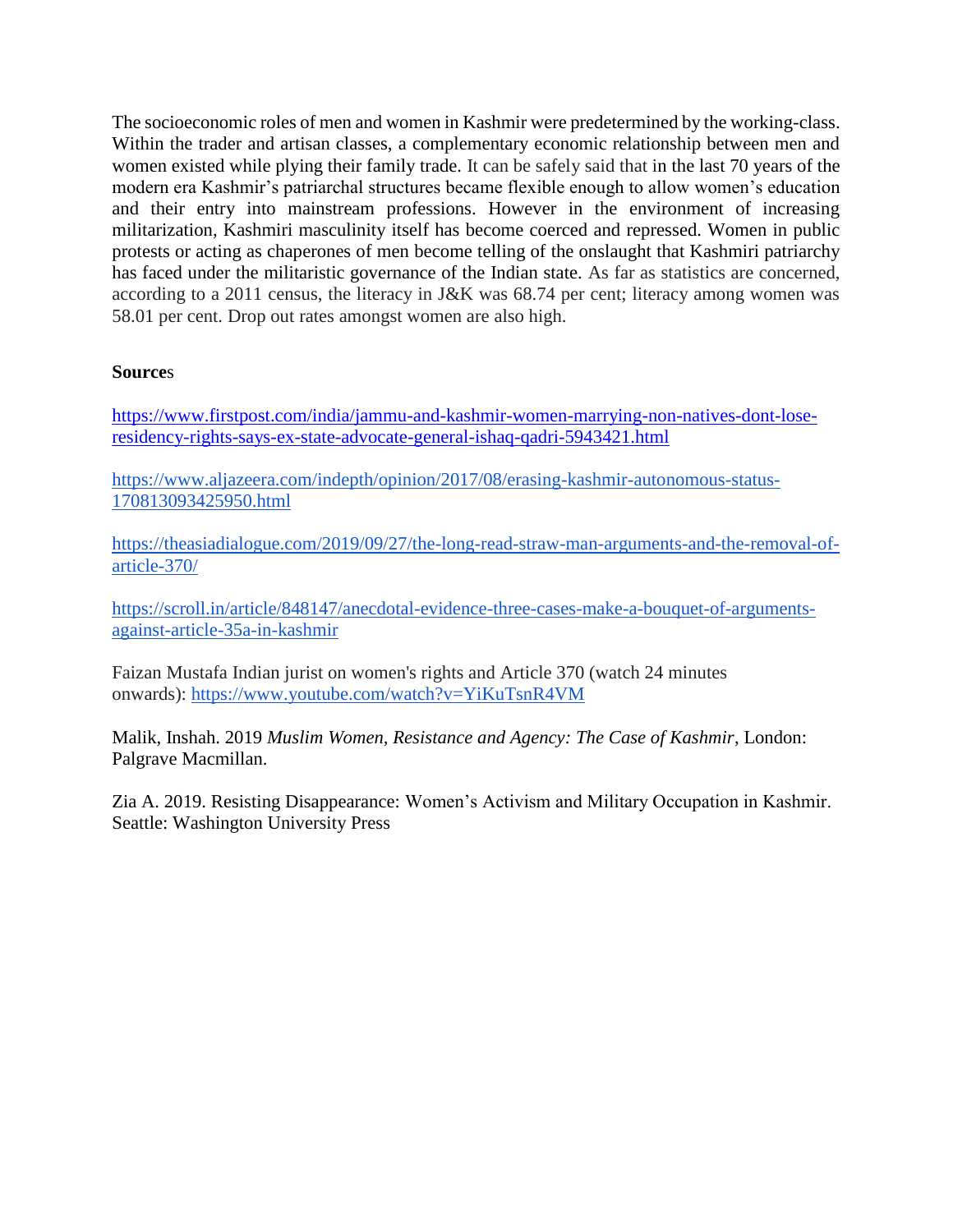The socioeconomic roles of men and women in Kashmir were predetermined by the working-class. Within the trader and artisan classes, a complementary economic relationship between men and women existed while plying their family trade. It can be safely said that in the last 70 years of the modern era Kashmir's patriarchal structures became flexible enough to allow women's education and their entry into mainstream professions. However in the environment of increasing militarization, Kashmiri masculinity itself has become coerced and repressed. Women in public protests or acting as chaperones of men become telling of the onslaught that Kashmiri patriarchy has faced under the militaristic governance of the Indian state. As far as statistics are concerned, according to a 2011 census, the literacy in J&K was 68.74 per cent; literacy among women was 58.01 per cent. Drop out rates amongst women are also high.

**Sources**

https://www.firstpost.com/india/jammu-and-kashmir-women-marrying-non-natives-dont-lose-residency-rights-says-ex-state-advocate-general-ishaq-qadri-5943421.html

https://www.aljazeera.com/indepth/opinion/2017/08/erasing-kashmir-autonomous-status-170813093425950.html

https://theasiadialogue.com/2019/09/27/the-long-read-straw-man-arguments-and-the-removal-of-article-370/

https://scroll.in/article/848147/anecdotal-evidence-three-cases-make-a-bouquet-of-arguments-against-article-35a-in-kashmir

Faizan Mustafa Indian jurist on women's rights and Article 370 (watch 24 minutes onwards): https://www.youtube.com/watch?v=YiKuTsnR4VM

Malik, Inshah. 2019 *Muslim Women, Resistance and Agency: The Case of Kashmir*, London: Palgrave Macmillan.

Zia A. 2019. Resisting Disappearance: Women's Activism and Military Occupation in Kashmir. Seattle: Washington University Press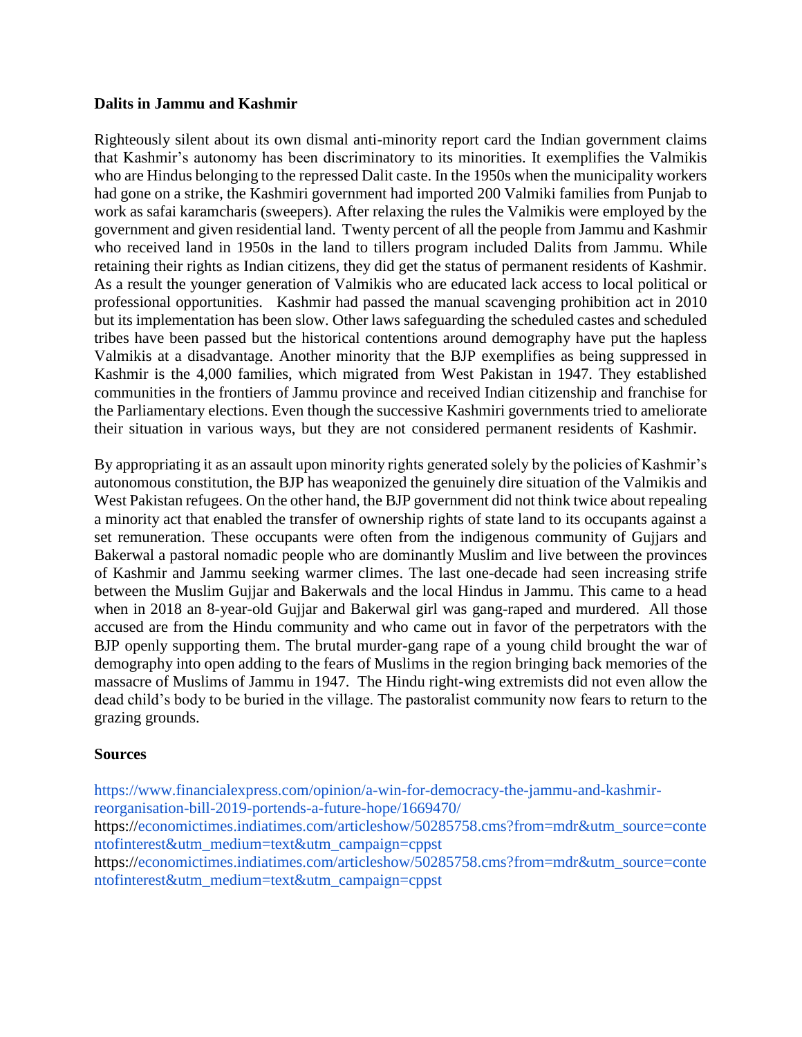**Dalits in Jammu and Kashmir**

Righteously silent about its own dismal anti-minority report card the Indian government claims that Kashmir's autonomy has been discriminatory to its minorities. It exemplifies the Valmikis who are Hindus belonging to the repressed Dalit caste. In the 1950s when the municipality workers had gone on a strike, the Kashmiri government had imported 200 Valmiki families from Punjab to work as safai karamcharis (sweepers). After relaxing the rules the Valmikis were employed by the government and given residential land. Twenty percent of all the people from Jammu and Kashmir who received land in 1950s in the land to tillers program included Dalits from Jammu. While retaining their rights as Indian citizens, they did get the status of permanent residents of Kashmir. As a result the younger generation of Valmikis who are educated lack access to local political or professional opportunities. Kashmir had passed the manual scavenging prohibition act in 2010 but its implementation has been slow. Other laws safeguarding the scheduled castes and scheduled tribes have been passed but the historical contentions around demography have put the hapless Valmikis at a disadvantage. Another minority that the BJP exemplifies as being suppressed in Kashmir is the 4,000 families, which migrated from West Pakistan in 1947. They established communities in the frontiers of Jammu province and received Indian citizenship and franchise for the Parliamentary elections. Even though the successive Kashmiri governments tried to ameliorate their situation in various ways, but they are not considered permanent residents of Kashmir.

By appropriating it as an assault upon minority rights generated solely by the policies of Kashmir's autonomous constitution, the BJP has weaponized the genuinely dire situation of the Valmikis and West Pakistan refugees. On the other hand, the BJP government did not think twice about repealing a minority act that enabled the transfer of ownership rights of state land to its occupants against a set remuneration. These occupants were often from the indigenous community of Gujjars and Bakerwal a pastoral nomadic people who are dominantly Muslim and live between the provinces of Kashmir and Jammu seeking warmer climes. The last one-decade had seen increasing strife between the Muslim Gujjar and Bakerwals and the local Hindus in Jammu. This came to a head when in 2018 an 8-year-old Gujjar and Bakerwal girl was gang-raped and murdered. All those accused are from the Hindu community and who came out in favor of the perpetrators with the BJP openly supporting them. The brutal murder-gang rape of a young child brought the war of demography into open adding to the fears of Muslims in the region bringing back memories of the massacre of Muslims of Jammu in 1947. The Hindu right-wing extremists did not even allow the dead child's body to be buried in the village. The pastoralist community now fears to return to the grazing grounds.

**Sources**

https://www.financialexpress.com/opinion/a-win-for-democracy-the-jammu-and-kashmir-reorganisation-bill-2019-portends-a-future-hope/1669470/

https://economictimes.indiatimes.com/articleshow/50285758.cms?from=mdr&utm_source=contentofinterest&utm_medium=text&utm_campaign=cppst

https://economictimes.indiatimes.com/articleshow/50285758.cms?from=mdr&utm_source=contentofinterest&utm_medium=text&utm_campaign=cppst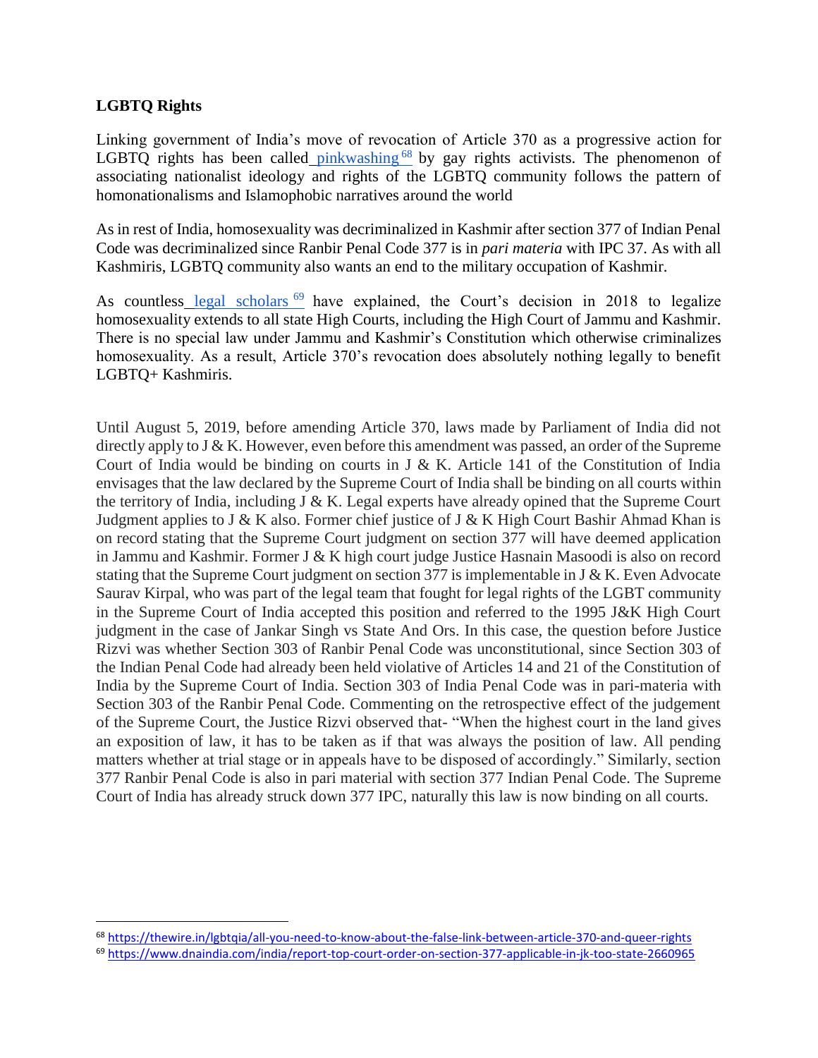**LGBTQ Rights**

Linking government of India's move of revocation of Article 370 as a progressive action for LGBTQ rights has been called pinkwashing [68] by gay rights activists. The phenomenon of associating nationalist ideology and rights of the LGBTQ community follows the pattern of homonationalisms and Islamophobic narratives around the world

As in rest of India, homosexuality was decriminalized in Kashmir after section 377 of Indian Penal Code was decriminalized since Ranbir Penal Code 377 is in *pari materia* with IPC 37. As with all Kashmiris, LGBTQ community also wants an end to the military occupation of Kashmir.

As countless legal scholars [69] have explained, the Court's decision in 2018 to legalize homosexuality extends to all state High Courts, including the High Court of Jammu and Kashmir. There is no special law under Jammu and Kashmir's Constitution which otherwise criminalizes homosexuality. As a result, Article 370's revocation does absolutely nothing legally to benefit LGBTQ+ Kashmiris.

Until August 5, 2019, before amending Article 370, laws made by Parliament of India did not directly apply to J & K. However, even before this amendment was passed, an order of the Supreme Court of India would be binding on courts in J & K. Article 141 of the Constitution of India envisages that the law declared by the Supreme Court of India shall be binding on all courts within the territory of India, including J & K. Legal experts have already opined that the Supreme Court Judgment applies to J & K also. Former chief justice of J & K High Court Bashir Ahmad Khan is on record stating that the Supreme Court judgment on section 377 will have deemed application in Jammu and Kashmir. Former J & K high court judge Justice Hasnain Masoodi is also on record stating that the Supreme Court judgment on section 377 is implementable in J & K. Even Advocate Saurav Kirpal, who was part of the legal team that fought for legal rights of the LGBT community in the Supreme Court of India accepted this position and referred to the 1995 J&K High Court judgment in the case of Jankar Singh vs State And Ors. In this case, the question before Justice Rizvi was whether Section 303 of Ranbir Penal Code was unconstitutional, since Section 303 of the Indian Penal Code had already been held violative of Articles 14 and 21 of the Constitution of India by the Supreme Court of India. Section 303 of India Penal Code was in pari-materia with Section 303 of the Ranbir Penal Code. Commenting on the retrospective effect of the judgement of the Supreme Court, the Justice Rizvi observed that- "When the highest court in the land gives an exposition of law, it has to be taken as if that was always the position of law. All pending matters whether at trial stage or in appeals have to be disposed of accordingly." Similarly, section 377 Ranbir Penal Code is also in pari material with section 377 Indian Penal Code. The Supreme Court of India has already struck down 377 IPC, naturally this law is now binding on all courts.

---

[68] https://thewire.in/lgbtqia/all-you-need-to-know-about-the-false-link-between-article-370-and-queer-rights

[69] https://www.dnaindia.com/india/report-top-court-order-on-section-377-applicable-in-jk-too-state-2660965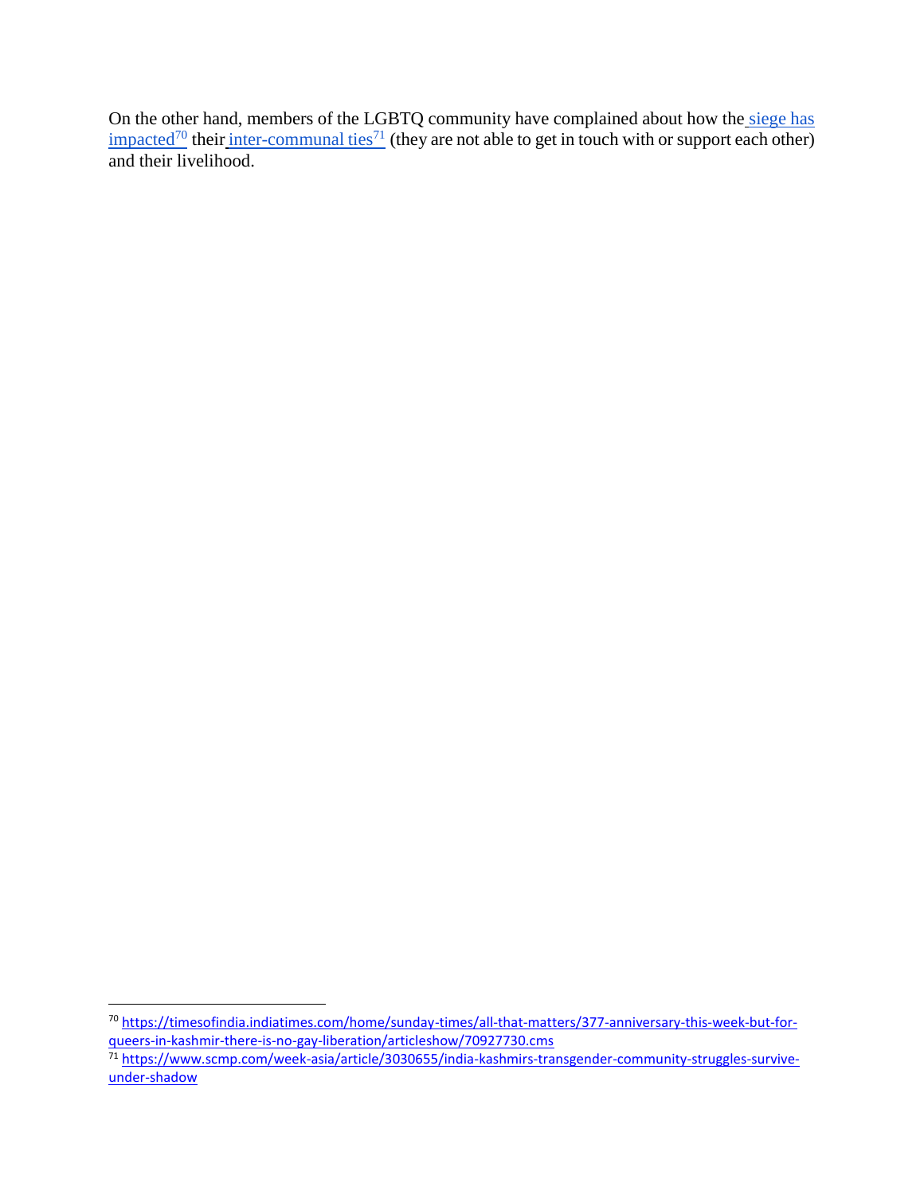On the other hand, members of the LGBTQ community have complained about how the siege has impacted[70] their inter-communal ties[71] (they are not able to get in touch with or support each other) and their livelihood.

[70] https://timesofindia.indiatimes.com/home/sunday-times/all-that-matters/377-anniversary-this-week-but-for-queers-in-kashmir-there-is-no-gay-liberation/articleshow/70927730.cms

[71] https://www.scmp.com/week-asia/article/3030655/india-kashmirs-transgender-community-struggles-survive-under-shadow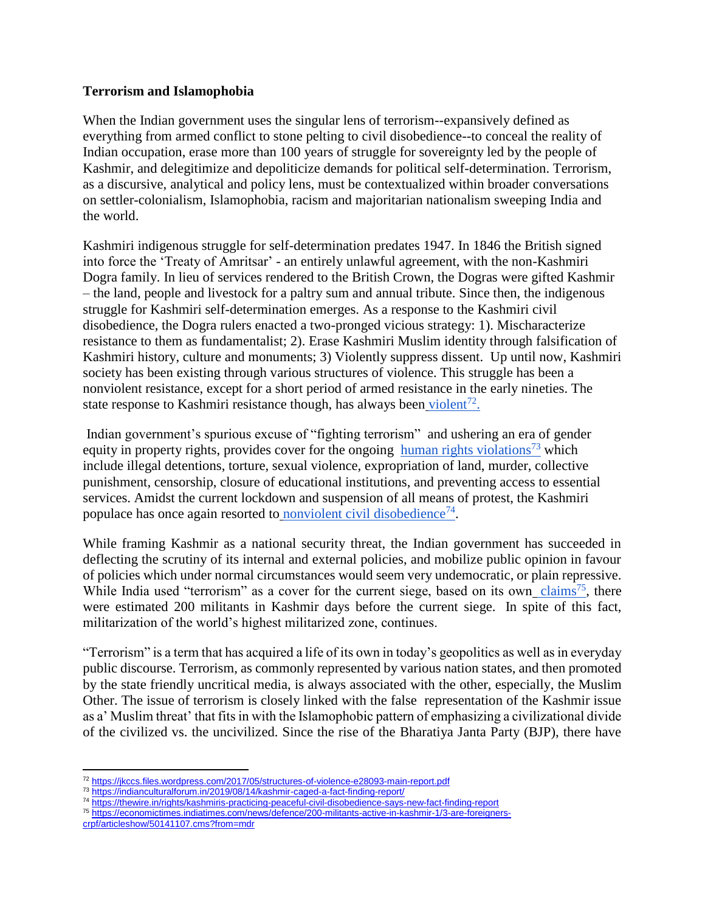**Terrorism and Islamophobia**

When the Indian government uses the singular lens of terrorism--expansively defined as everything from armed conflict to stone pelting to civil disobedience--to conceal the reality of Indian occupation, erase more than 100 years of struggle for sovereignty led by the people of Kashmir, and delegitimize and depoliticize demands for political self-determination. Terrorism, as a discursive, analytical and policy lens, must be contextualized within broader conversations on settler-colonialism, Islamophobia, racism and majoritarian nationalism sweeping India and the world.

Kashmiri indigenous struggle for self-determination predates 1947. In 1846 the British signed into force the 'Treaty of Amritsar' - an entirely unlawful agreement, with the non-Kashmiri Dogra family. In lieu of services rendered to the British Crown, the Dogras were gifted Kashmir – the land, people and livestock for a paltry sum and annual tribute. Since then, the indigenous struggle for Kashmiri self-determination emerges. As a response to the Kashmiri civil disobedience, the Dogra rulers enacted a two-pronged vicious strategy: 1). Mischaracterize resistance to them as fundamentalist; 2). Erase Kashmiri Muslim identity through falsification of Kashmiri history, culture and monuments; 3) Violently suppress dissent. Up until now, Kashmiri society has been existing through various structures of violence. This struggle has been a nonviolent resistance, except for a short period of armed resistance in the early nineties. The state response to Kashmiri resistance though, has always been violent[72].

Indian government's spurious excuse of "fighting terrorism" and ushering an era of gender equity in property rights, provides cover for the ongoing human rights violations[73] which include illegal detentions, torture, sexual violence, expropriation of land, murder, collective punishment, censorship, closure of educational institutions, and preventing access to essential services. Amidst the current lockdown and suspension of all means of protest, the Kashmiri populace has once again resorted to nonviolent civil disobedience[74].

While framing Kashmir as a national security threat, the Indian government has succeeded in deflecting the scrutiny of its internal and external policies, and mobilize public opinion in favour of policies which under normal circumstances would seem very undemocratic, or plain repressive. While India used "terrorism" as a cover for the current siege, based on its own claims[75], there were estimated 200 militants in Kashmir days before the current siege. In spite of this fact, militarization of the world's highest militarized zone, continues.

"Terrorism" is a term that has acquired a life of its own in today's geopolitics as well as in everyday public discourse. Terrorism, as commonly represented by various nation states, and then promoted by the state friendly uncritical media, is always associated with the other, especially, the Muslim Other. The issue of terrorism is closely linked with the false representation of the Kashmir issue as a' Muslim threat' that fits in with the Islamophobic pattern of emphasizing a civilizational divide of the civilized vs. the uncivilized. Since the rise of the Bharatiya Janta Party (BJP), there have

---

[72] https://jkccs.files.wordpress.com/2017/05/structures-of-violence-e28093-main-report.pdf

[73] https://indianculturalforum.in/2019/08/14/kashmir-caged-a-fact-finding-report/

[74] https://thewire.in/rights/kashmiris-practicing-peaceful-civil-disobedience-says-new-fact-finding-report

[75] https://economictimes.indiatimes.com/news/defence/200-militants-active-in-kashmir-1/3-are-foreigners-crpf/articleshow/50141107.cms?from=mdr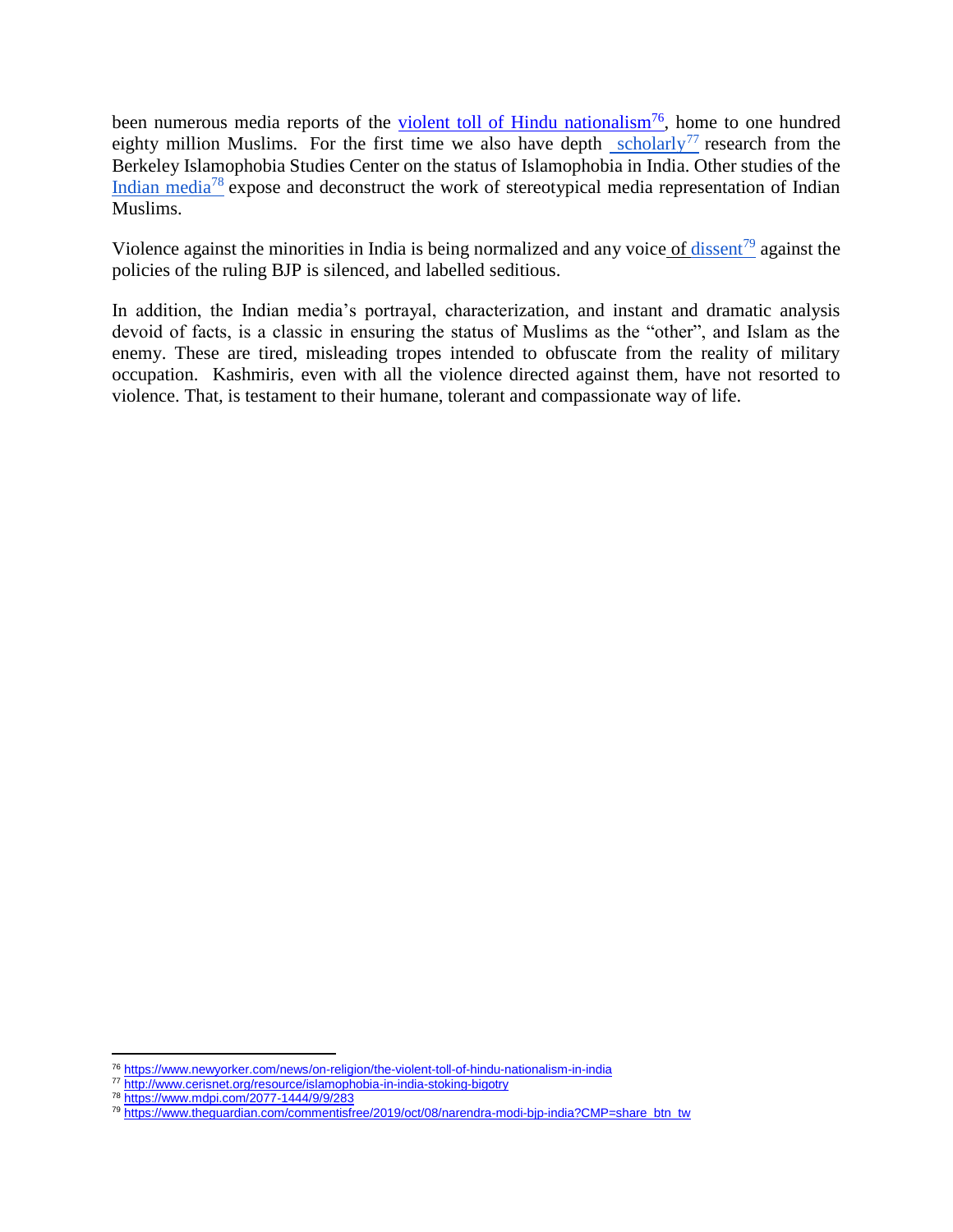been numerous media reports of the violent toll of Hindu nationalism[76], home to one hundred eighty million Muslims. For the first time we also have depth scholarly[77] research from the Berkeley Islamophobia Studies Center on the status of Islamophobia in India. Other studies of the Indian media[78] expose and deconstruct the work of stereotypical media representation of Indian Muslims.

Violence against the minorities in India is being normalized and any voice of dissent[79] against the policies of the ruling BJP is silenced, and labelled seditious.

In addition, the Indian media's portrayal, characterization, and instant and dramatic analysis devoid of facts, is a classic in ensuring the status of Muslims as the "other", and Islam as the enemy. These are tired, misleading tropes intended to obfuscate from the reality of military occupation. Kashmiris, even with all the violence directed against them, have not resorted to violence. That, is testament to their humane, tolerant and compassionate way of life.

---

[76] https://www.newyorker.com/news/on-religion/the-violent-toll-of-hindu-nationalism-in-india

[77] http://www.cerisnet.org/resource/islamophobia-in-india-stoking-bigotry

[78] https://www.mdpi.com/2077-1444/9/9/283

[79] https://www.theguardian.com/commentisfree/2019/oct/08/narendra-modi-bjp-india?CMP=share_btn_tw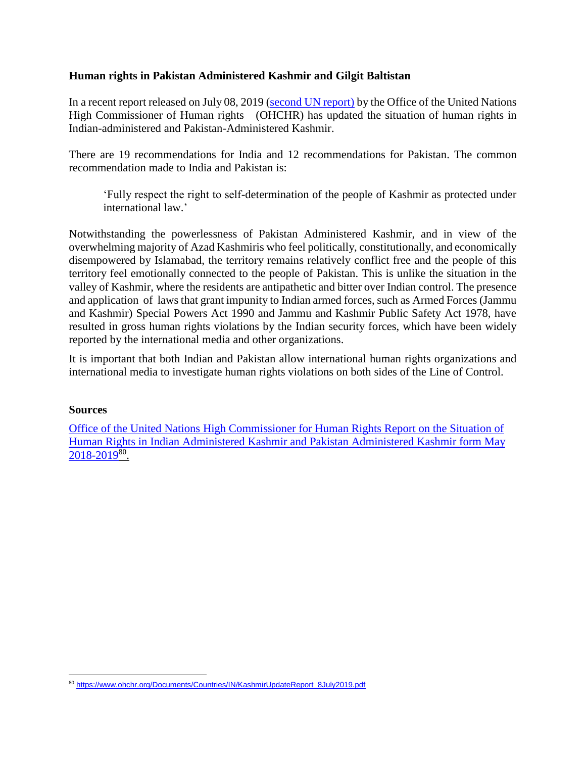**Human rights in Pakistan Administered Kashmir and Gilgit Baltistan**

In a recent report released on July 08, 2019 (second UN report) by the Office of the United Nations High Commissioner of Human rights (OHCHR) has updated the situation of human rights in Indian-administered and Pakistan-Administered Kashmir.

There are 19 recommendations for India and 12 recommendations for Pakistan. The common recommendation made to India and Pakistan is:

> 'Fully respect the right to self-determination of the people of Kashmir as protected under international law.'

Notwithstanding the powerlessness of Pakistan Administered Kashmir, and in view of the overwhelming majority of Azad Kashmiris who feel politically, constitutionally, and economically disempowered by Islamabad, the territory remains relatively conflict free and the people of this territory feel emotionally connected to the people of Pakistan. This is unlike the situation in the valley of Kashmir, where the residents are antipathetic and bitter over Indian control. The presence and application of laws that grant impunity to Indian armed forces, such as Armed Forces (Jammu and Kashmir) Special Powers Act 1990 and Jammu and Kashmir Public Safety Act 1978, have resulted in gross human rights violations by the Indian security forces, which have been widely reported by the international media and other organizations.

It is important that both Indian and Pakistan allow international human rights organizations and international media to investigate human rights violations on both sides of the Line of Control.

**Sources**

Office of the United Nations High Commissioner for Human Rights Report on the Situation of Human Rights in Indian Administered Kashmir and Pakistan Administered Kashmir form May 2018-2019[80].

[80] https://www.ohchr.org/Documents/Countries/IN/KashmirUpdateReport_8July2019.pdf